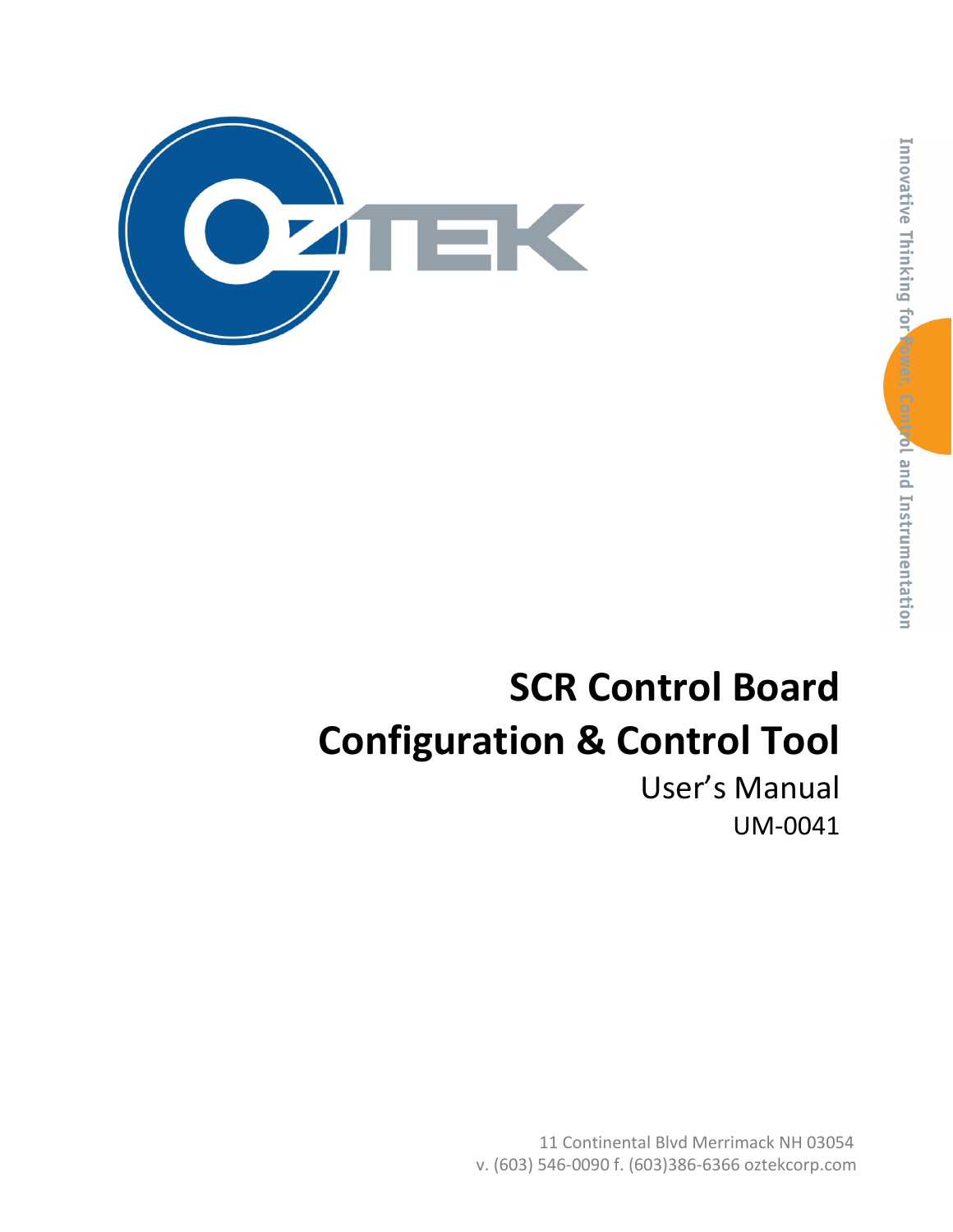# SCR Control Board

# Configuration & Control Tool

User's Manual

UM-0041

Innovative Thinking for Power, Control and Instrumentation

11 Continental Blvd Merrimack NH 03054

v. (603) 546-0090 f. (603)386-6366 oztekcorp.com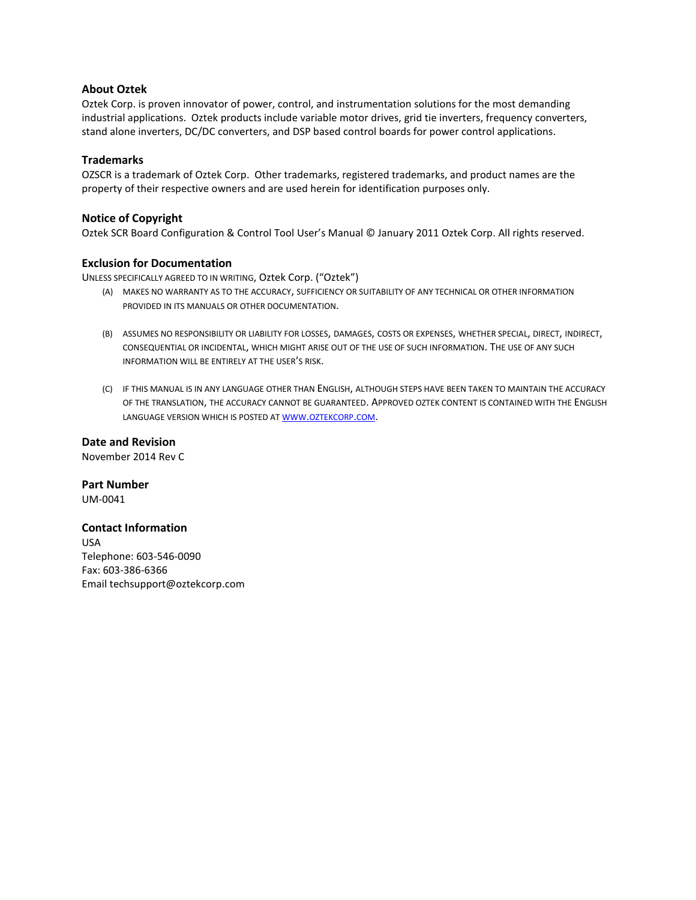### About Oztek

Oztek Corp. is proven innovator of power, control, and instrumentation solutions for the most demanding industrial applications. Oztek products include variable motor drives, grid tie inverters, frequency converters, stand alone inverters, DC/DC converters, and DSP based control boards for power control applications.

### Trademarks

OZSCR is a trademark of Oztek Corp. Other trademarks, registered trademarks, and product names are the property of their respective owners and are used herein for identification purposes only.

### Notice of Copyright

Oztek SCR Board Configuration & Control Tool User's Manual © January 2011 Oztek Corp. All rights reserved.

### Exclusion for Documentation

UNLESS SPECIFICALLY AGREED TO IN WRITING, Oztek Corp. ("Oztek")

(A) MAKES NO WARRANTY AS TO THE ACCURACY, SUFFICIENCY OR SUITABILITY OF ANY TECHNICAL OR OTHER INFORMATION PROVIDED IN ITS MANUALS OR OTHER DOCUMENTATION.

(B) ASSUMES NO RESPONSIBILITY OR LIABILITY FOR LOSSES, DAMAGES, COSTS OR EXPENSES, WHETHER SPECIAL, DIRECT, INDIRECT, CONSEQUENTIAL OR INCIDENTAL, WHICH MIGHT ARISE OUT OF THE USE OF SUCH INFORMATION. THE USE OF ANY SUCH INFORMATION WILL BE ENTIRELY AT THE USER'S RISK.

(C) IF THIS MANUAL IS IN ANY LANGUAGE OTHER THAN ENGLISH, ALTHOUGH STEPS HAVE BEEN TAKEN TO MAINTAIN THE ACCURACY OF THE TRANSLATION, THE ACCURACY CANNOT BE GUARANTEED. APPROVED OZTEK CONTENT IS CONTAINED WITH THE ENGLISH LANGUAGE VERSION WHICH IS POSTED AT WWW.OZTEKCORP.COM.

### Date and Revision

November 2014 Rev C

### Part Number

UM-0041

### Contact Information

USA
Telephone: 603-546-0090
Fax: 603-386-6366
Email techsupport@oztekcorp.com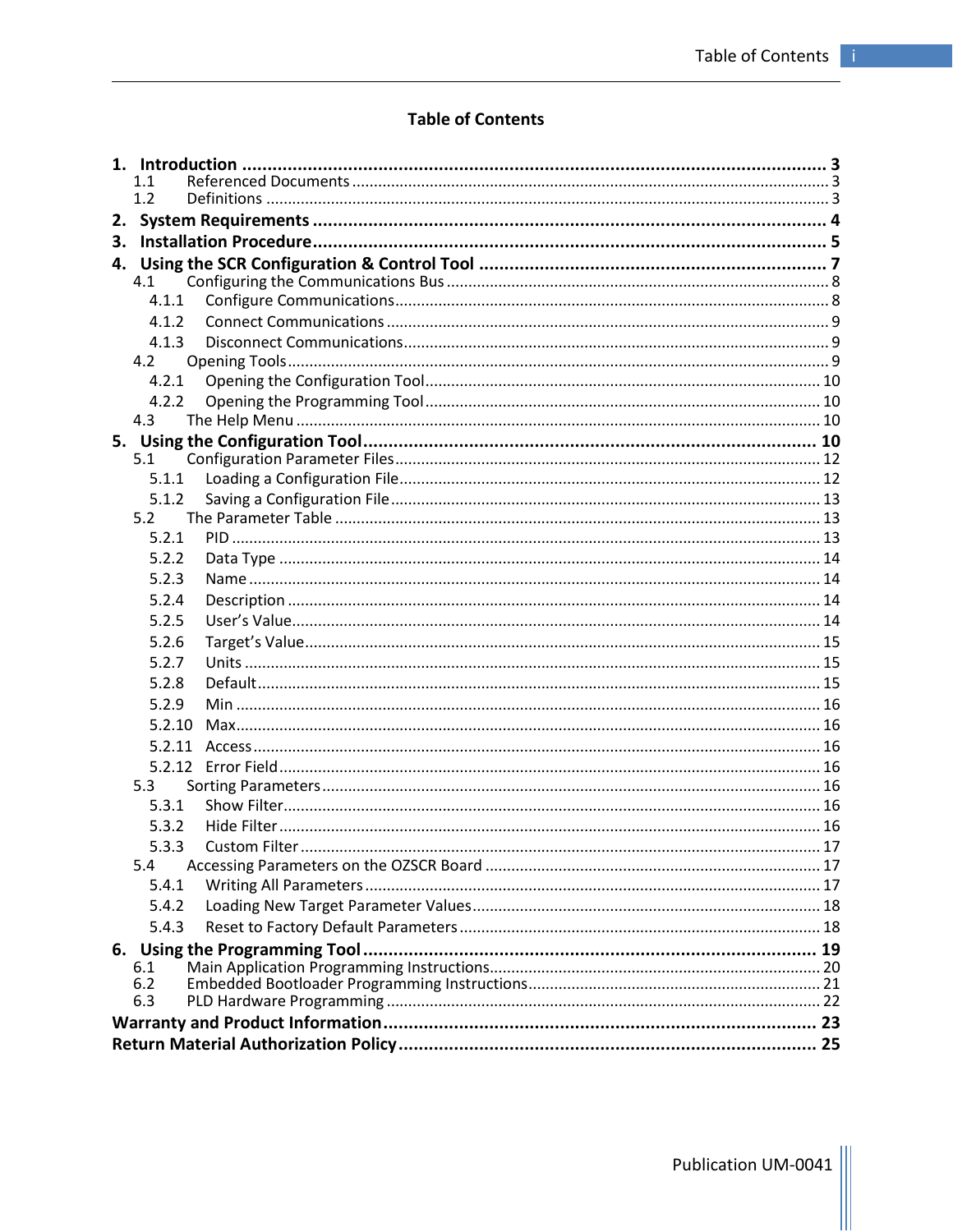# Table of Contents

**1. Introduction .................................................. 3**
- 1.1 Referenced Documents .................................................. 3
- 1.2 Definitions .................................................. 3

**2. System Requirements .................................................. 4**

**3. Installation Procedure .................................................. 5**

**4. Using the SCR Configuration & Control Tool .................................................. 7**
- 4.1 Configuring the Communications Bus .................................................. 8
  - 4.1.1 Configure Communications .................................................. 8
  - 4.1.2 Connect Communications .................................................. 9
  - 4.1.3 Disconnect Communications .................................................. 9
- 4.2 Opening Tools .................................................. 9
  - 4.2.1 Opening the Configuration Tool .................................................. 10
  - 4.2.2 Opening the Programming Tool .................................................. 10
- 4.3 The Help Menu .................................................. 10

**5. Using the Configuration Tool .................................................. 10**
- 5.1 Configuration Parameter Files .................................................. 12
  - 5.1.1 Loading a Configuration File .................................................. 12
  - 5.1.2 Saving a Configuration File .................................................. 13
- 5.2 The Parameter Table .................................................. 13
  - 5.2.1 PID .................................................. 13
  - 5.2.2 Data Type .................................................. 14
  - 5.2.3 Name .................................................. 14
  - 5.2.4 Description .................................................. 14
  - 5.2.5 User's Value .................................................. 14
  - 5.2.6 Target's Value .................................................. 15
  - 5.2.7 Units .................................................. 15
  - 5.2.8 Default .................................................. 15
  - 5.2.9 Min .................................................. 16
  - 5.2.10 Max .................................................. 16
  - 5.2.11 Access .................................................. 16
  - 5.2.12 Error Field .................................................. 16
- 5.3 Sorting Parameters .................................................. 16
  - 5.3.1 Show Filter .................................................. 16
  - 5.3.2 Hide Filter .................................................. 16
  - 5.3.3 Custom Filter .................................................. 17
- 5.4 Accessing Parameters on the OZSCR Board .................................................. 17
  - 5.4.1 Writing All Parameters .................................................. 17
  - 5.4.2 Loading New Target Parameter Values .................................................. 18
  - 5.4.3 Reset to Factory Default Parameters .................................................. 18

**6. Using the Programming Tool .................................................. 19**
- 6.1 Main Application Programming Instructions .................................................. 20
- 6.2 Embedded Bootloader Programming Instructions .................................................. 21
- 6.3 PLD Hardware Programming .................................................. 22

**Warranty and Product Information .................................................. 23**

**Return Material Authorization Policy .................................................. 25**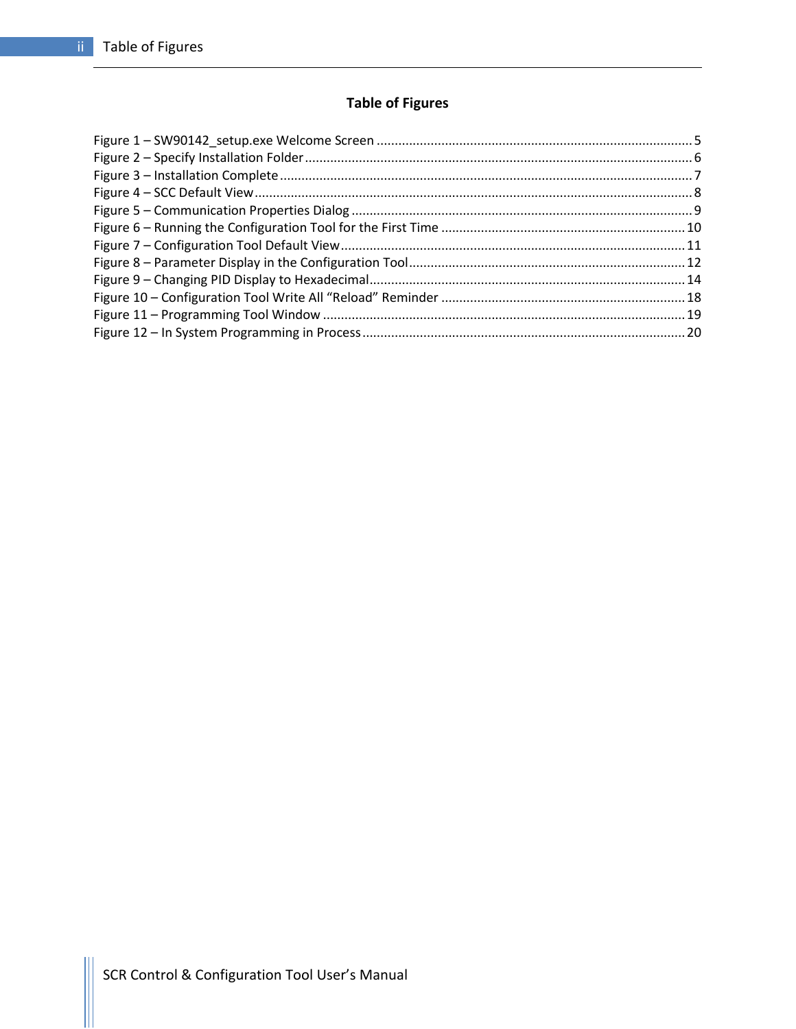# Table of Figures

Figure 1 – SW90142_setup.exe Welcome Screen ........................................................................................ 5
Figure 2 – Specify Installation Folder ............................................................................................................ 6
Figure 3 – Installation Complete ................................................................................................................... 7
Figure 4 – SCC Default View ......................................................................................................................... 8
Figure 5 – Communication Properties Dialog ............................................................................................... 9
Figure 6 – Running the Configuration Tool for the First Time .................................................................... 10
Figure 7 – Configuration Tool Default View ................................................................................................ 11
Figure 8 – Parameter Display in the Configuration Tool ............................................................................. 12
Figure 9 – Changing PID Display to Hexadecimal ........................................................................................ 14
Figure 10 – Configuration Tool Write All “Reload” Reminder .................................................................... 18
Figure 11 – Programming Tool Window ..................................................................................................... 19
Figure 12 – In System Programming in Process .......................................................................................... 20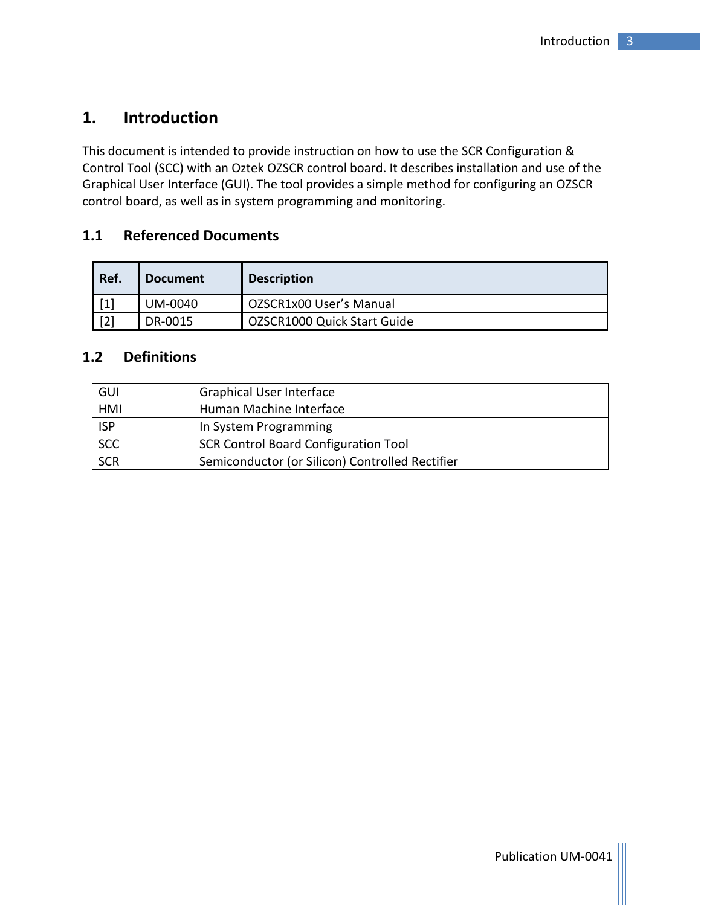# 1. Introduction

This document is intended to provide instruction on how to use the SCR Configuration & Control Tool (SCC) with an Oztek OZSCR control board. It describes installation and use of the Graphical User Interface (GUI). The tool provides a simple method for configuring an OZSCR control board, as well as in system programming and monitoring.

## 1.1 Referenced Documents

| Ref. | Document | Description |
|---|---|---|
| [1] | UM-0040 | OZSCR1x00 User's Manual |
| [2] | DR-0015 | OZSCR1000 Quick Start Guide |

## 1.2 Definitions

| | |
|---|---|
| GUI | Graphical User Interface |
| HMI | Human Machine Interface |
| ISP | In System Programming |
| SCC | SCR Control Board Configuration Tool |
| SCR | Semiconductor (or Silicon) Controlled Rectifier |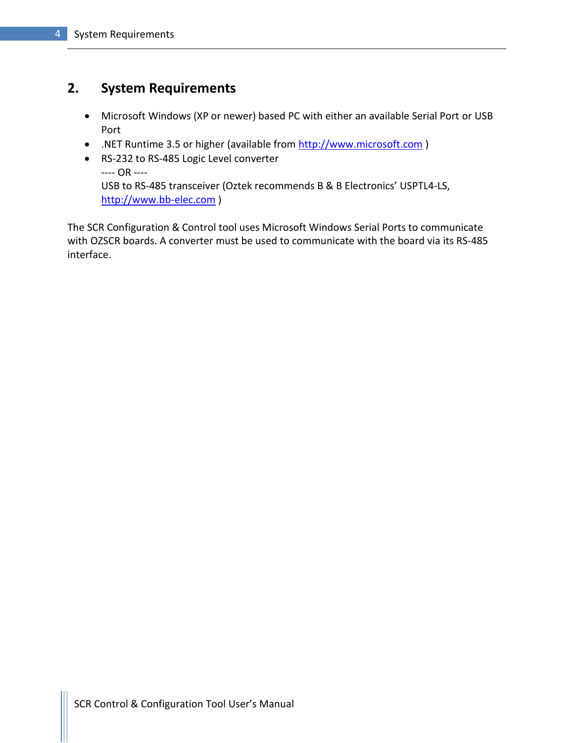## 2. System Requirements

- Microsoft Windows (XP or newer) based PC with either an available Serial Port or USB Port
- .NET Runtime 3.5 or higher (available from http://www.microsoft.com )
- RS-232 to RS-485 Logic Level converter
  ---- OR ----
  USB to RS-485 transceiver (Oztek recommends B & B Electronics' USPTL4-LS, http://www.bb-elec.com )

The SCR Configuration & Control tool uses Microsoft Windows Serial Ports to communicate with OZSCR boards. A converter must be used to communicate with the board via its RS-485 interface.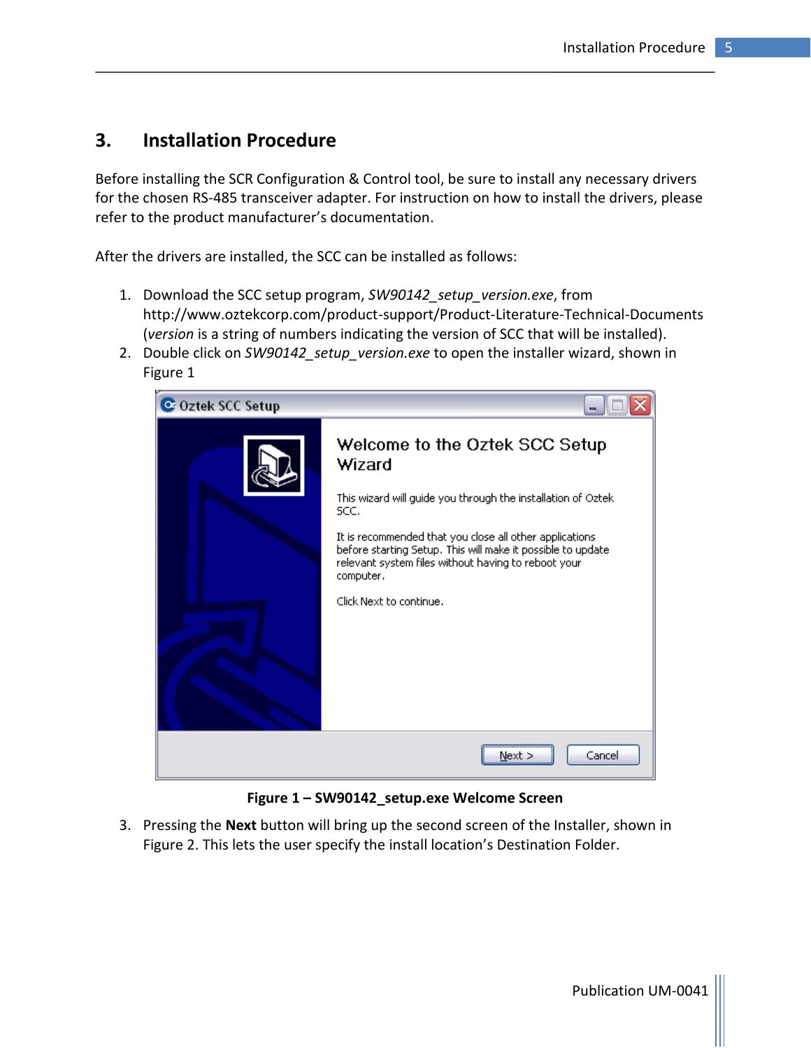## 3. Installation Procedure

Before installing the SCR Configuration & Control tool, be sure to install any necessary drivers for the chosen RS-485 transceiver adapter. For instruction on how to install the drivers, please refer to the product manufacturer's documentation.

After the drivers are installed, the SCC can be installed as follows:

1. Download the SCC setup program, *SW90142_setup_version.exe*, from http://www.oztekcorp.com/product-support/Product-Literature-Technical-Documents (*version* is a string of numbers indicating the version of SCC that will be installed).
2. Double click on *SW90142_setup_version.exe* to open the installer wizard, shown in Figure 1

**Figure 1 – SW90142_setup.exe Welcome Screen**

3. Pressing the **Next** button will bring up the second screen of the Installer, shown in Figure 2. This lets the user specify the install location's Destination Folder.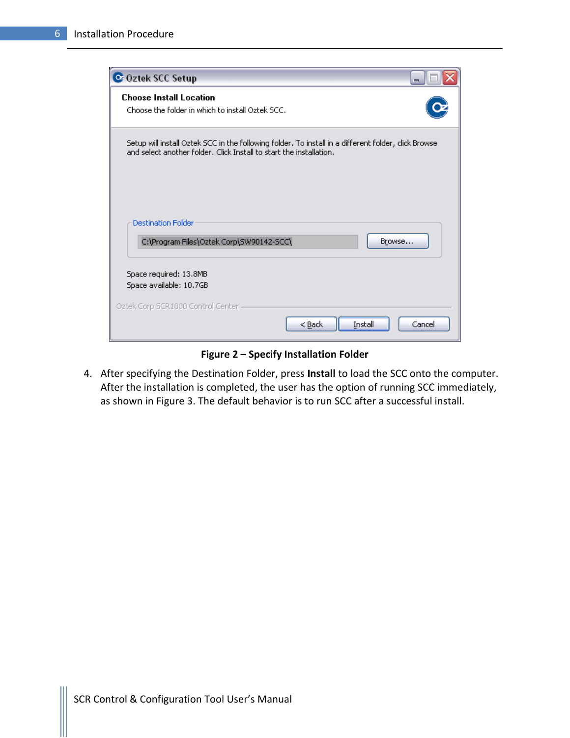**Figure 2 – Specify Installation Folder**

4. After specifying the Destination Folder, press **Install** to load the SCC onto the computer. After the installation is completed, the user has the option of running SCC immediately, as shown in Figure 3. The default behavior is to run SCC after a successful install.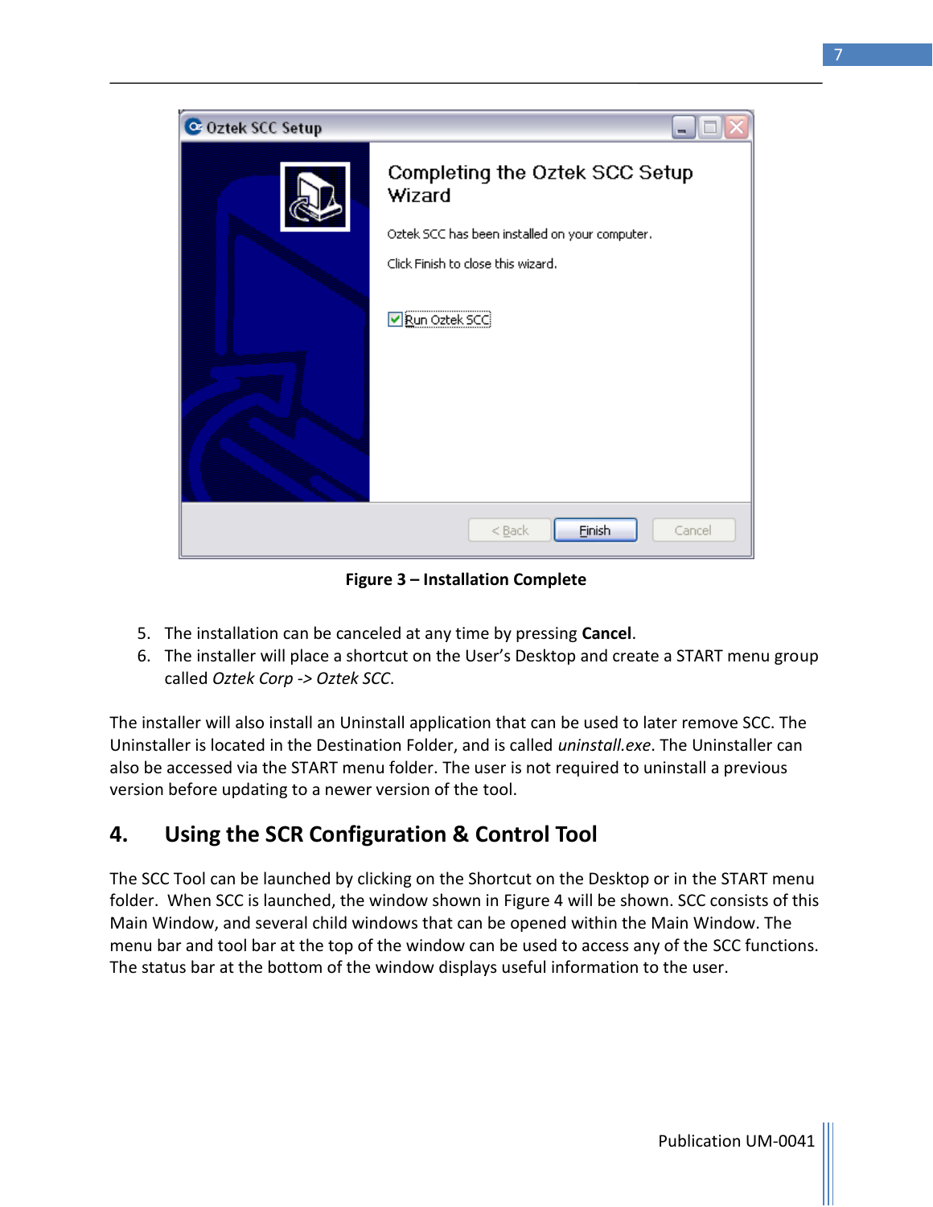Figure 3 – Installation Complete

5. The installation can be canceled at any time by pressing **Cancel**.
6. The installer will place a shortcut on the User's Desktop and create a START menu group called *Oztek Corp -> Oztek SCC*.

The installer will also install an Uninstall application that can be used to later remove SCC. The Uninstaller is located in the Destination Folder, and is called *uninstall.exe*. The Uninstaller can also be accessed via the START menu folder. The user is not required to uninstall a previous version before updating to a newer version of the tool.

# 4. Using the SCR Configuration & Control Tool

The SCC Tool can be launched by clicking on the Shortcut on the Desktop or in the START menu folder. When SCC is launched, the window shown in Figure 4 will be shown. SCC consists of this Main Window, and several child windows that can be opened within the Main Window. The menu bar and tool bar at the top of the window can be used to access any of the SCC functions. The status bar at the bottom of the window displays useful information to the user.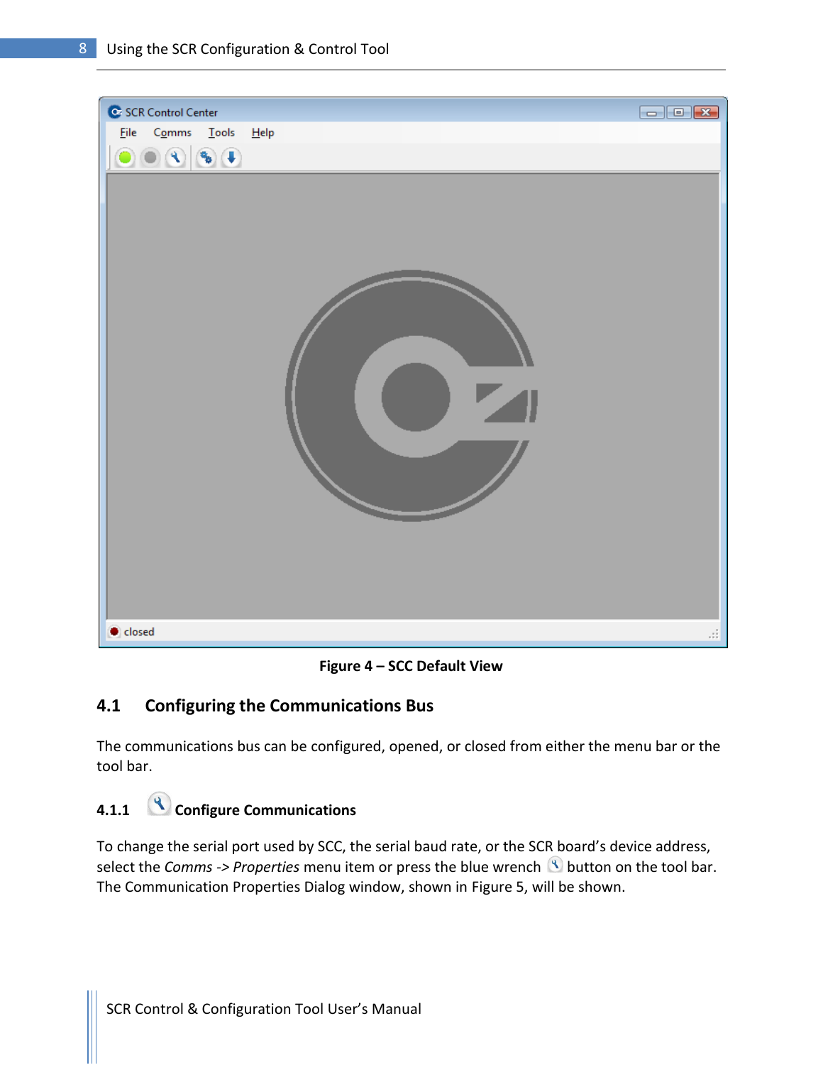**Figure 4 – SCC Default View**

## 4.1 Configuring the Communications Bus

The communications bus can be configured, opened, or closed from either the menu bar or the tool bar.

### 4.1.1 Configure Communications

To change the serial port used by SCC, the serial baud rate, or the SCR board's device address, select the *Comms -> Properties* menu item or press the blue wrench button on the tool bar. The Communication Properties Dialog window, shown in Figure 5, will be shown.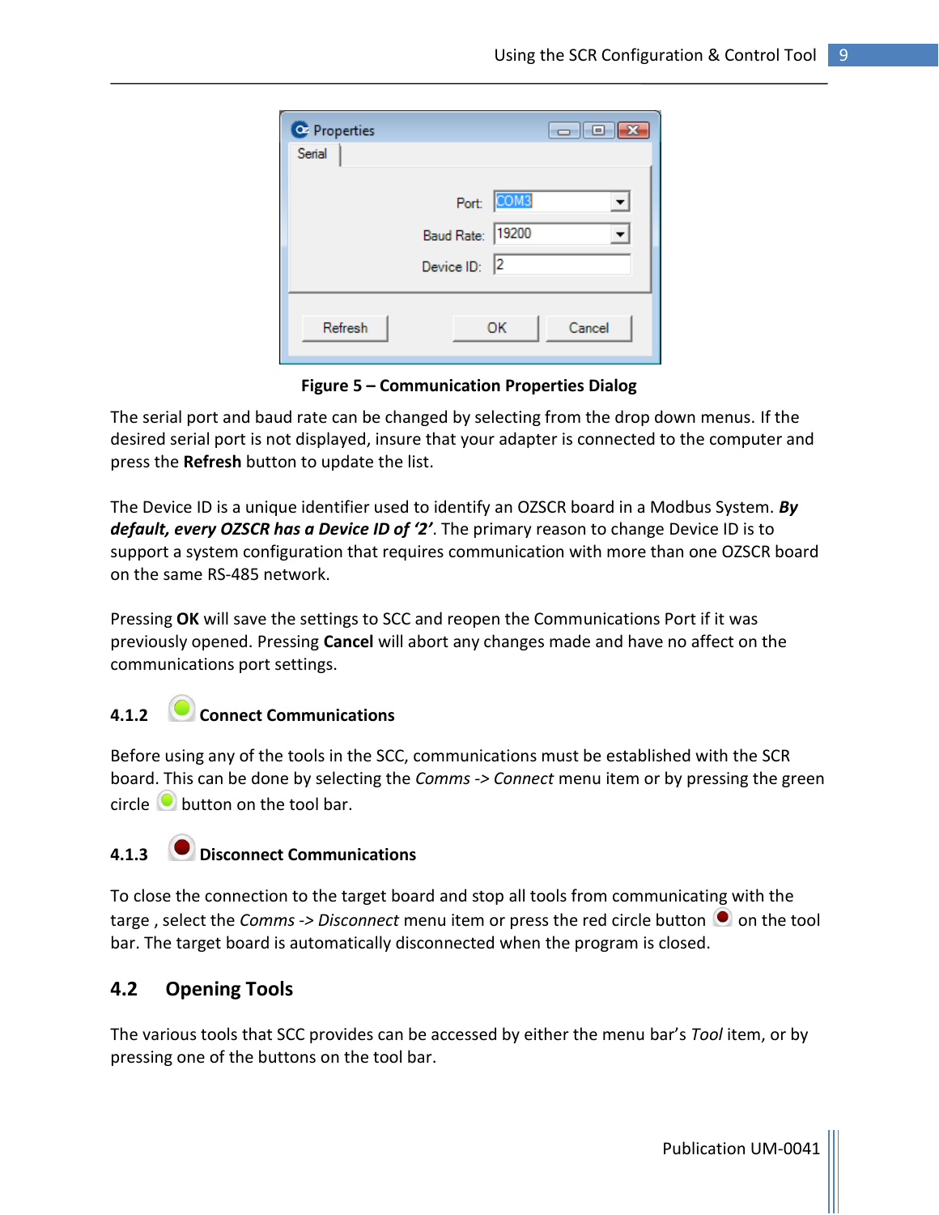**Figure 5 – Communication Properties Dialog**

The serial port and baud rate can be changed by selecting from the drop down menus. If the desired serial port is not displayed, insure that your adapter is connected to the computer and press the **Refresh** button to update the list.

The Device ID is a unique identifier used to identify an OZSCR board in a Modbus System. ***By default, every OZSCR has a Device ID of '2'***. The primary reason to change Device ID is to support a system configuration that requires communication with more than one OZSCR board on the same RS-485 network.

Pressing **OK** will save the settings to SCC and reopen the Communications Port if it was previously opened. Pressing **Cancel** will abort any changes made and have no affect on the communications port settings.

### 4.1.2 Connect Communications

Before using any of the tools in the SCC, communications must be established with the SCR board. This can be done by selecting the *Comms -> Connect* menu item or by pressing the green circle button on the tool bar.

### 4.1.3 Disconnect Communications

To close the connection to the target board and stop all tools from communicating with the targe , select the *Comms -> Disconnect* menu item or press the red circle button on the tool bar. The target board is automatically disconnected when the program is closed.

## 4.2 Opening Tools

The various tools that SCC provides can be accessed by either the menu bar's *Tool* item, or by pressing one of the buttons on the tool bar.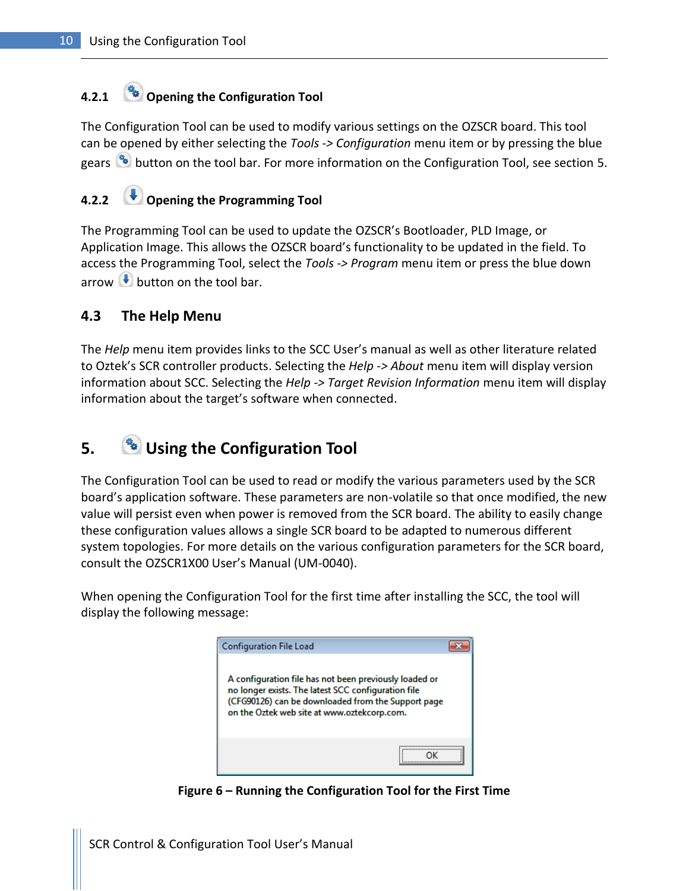### 4.2.1 Opening the Configuration Tool

The Configuration Tool can be used to modify various settings on the OZSCR board. This tool can be opened by either selecting the *Tools -> Configuration* menu item or by pressing the blue gears button on the tool bar. For more information on the Configuration Tool, see section 5.

### 4.2.2 Opening the Programming Tool

The Programming Tool can be used to update the OZSCR's Bootloader, PLD Image, or Application Image. This allows the OZSCR board's functionality to be updated in the field. To access the Programming Tool, select the *Tools -> Program* menu item or press the blue down arrow button on the tool bar.

## 4.3 The Help Menu

The *Help* menu item provides links to the SCC User's manual as well as other literature related to Oztek's SCR controller products. Selecting the *Help -> About* menu item will display version information about SCC. Selecting the *Help -> Target Revision Information* menu item will display information about the target's software when connected.

# 5. Using the Configuration Tool

The Configuration Tool can be used to read or modify the various parameters used by the SCR board's application software. These parameters are non-volatile so that once modified, the new value will persist even when power is removed from the SCR board. The ability to easily change these configuration values allows a single SCR board to be adapted to numerous different system topologies. For more details on the various configuration parameters for the SCR board, consult the OZSCR1X00 User's Manual (UM-0040).

When opening the Configuration Tool for the first time after installing the SCC, the tool will display the following message:

Configuration File Load

A configuration file has not been previously loaded or no longer exists. The latest SCC configuration file (CFG90126) can be downloaded from the Support page on the Oztek web site at www.oztekcorp.com.

OK

**Figure 6 – Running the Configuration Tool for the First Time**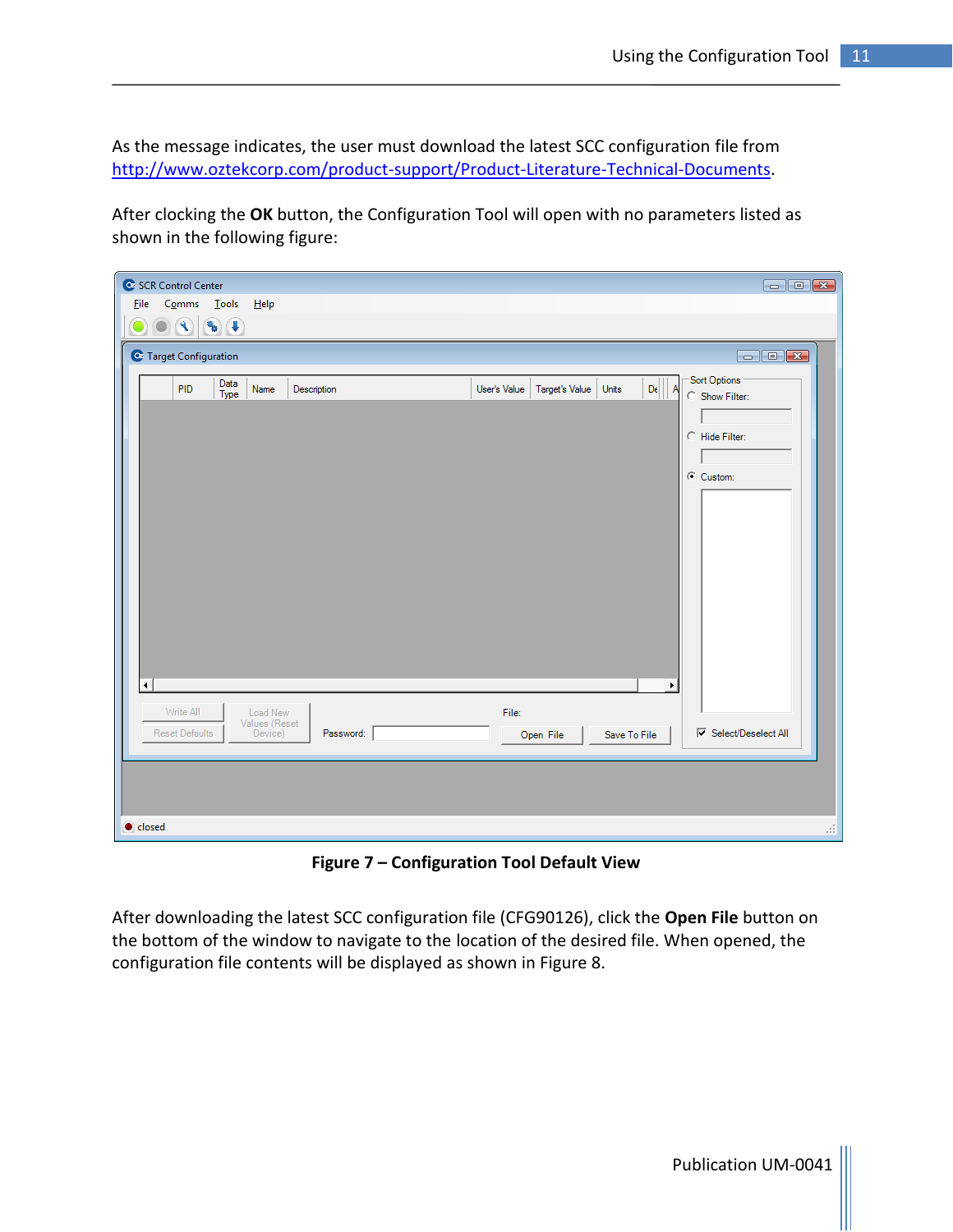As the message indicates, the user must download the latest SCC configuration file from http://www.oztekcorp.com/product-support/Product-Literature-Technical-Documents.

After clocking the **OK** button, the Configuration Tool will open with no parameters listed as shown in the following figure:

**Figure 7 – Configuration Tool Default View**

After downloading the latest SCC configuration file (CFG90126), click the **Open File** button on the bottom of the window to navigate to the location of the desired file. When opened, the configuration file contents will be displayed as shown in Figure 8.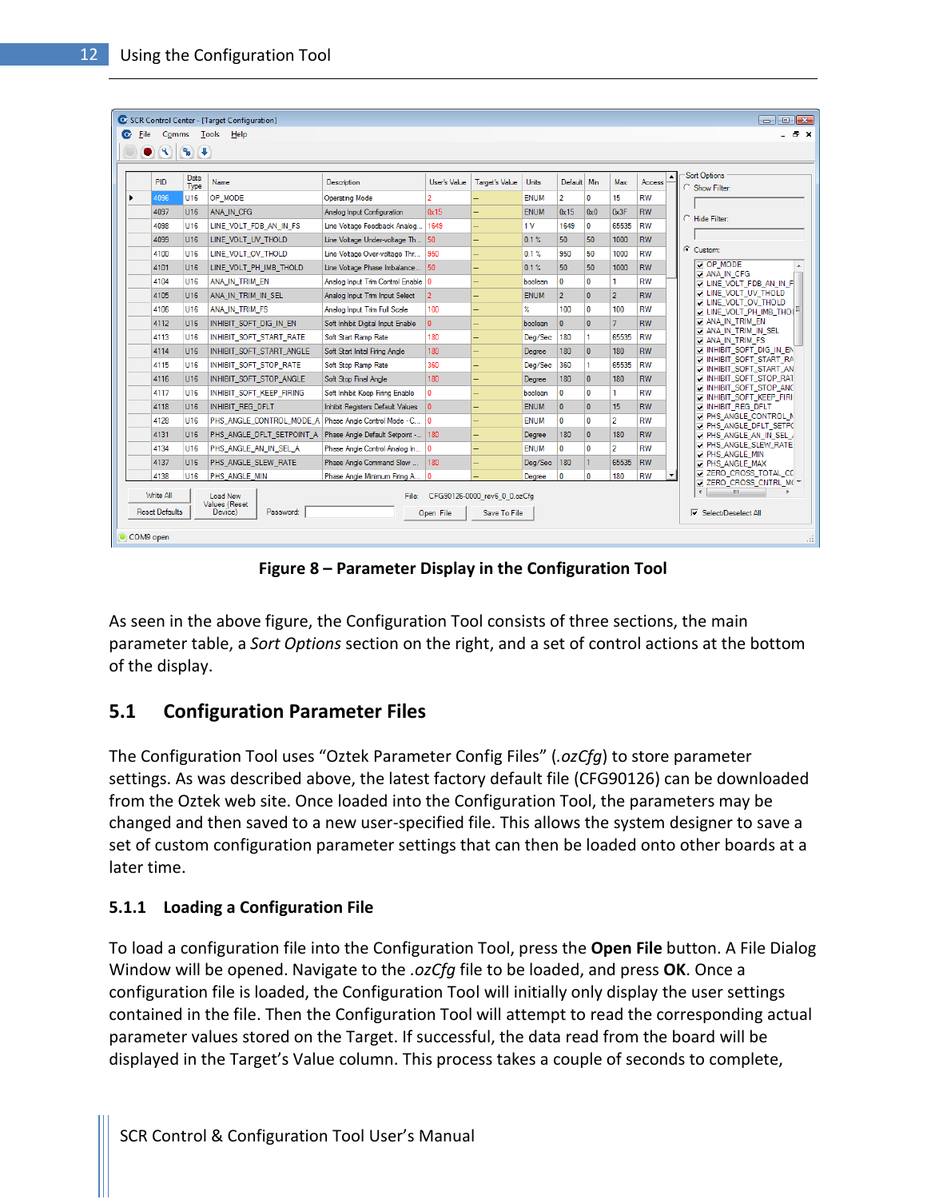Figure 8 – Parameter Display in the Configuration Tool

As seen in the above figure, the Configuration Tool consists of three sections, the main parameter table, a *Sort Options* section on the right, and a set of control actions at the bottom of the display.

## 5.1 Configuration Parameter Files

The Configuration Tool uses “Oztek Parameter Config Files” (*.ozCfg*) to store parameter settings. As was described above, the latest factory default file (CFG90126) can be downloaded from the Oztek web site. Once loaded into the Configuration Tool, the parameters may be changed and then saved to a new user-specified file. This allows the system designer to save a set of custom configuration parameter settings that can then be loaded onto other boards at a later time.

### 5.1.1 Loading a Configuration File

To load a configuration file into the Configuration Tool, press the **Open File** button. A File Dialog Window will be opened. Navigate to the *.ozCfg* file to be loaded, and press **OK**. Once a configuration file is loaded, the Configuration Tool will initially only display the user settings contained in the file. Then the Configuration Tool will attempt to read the corresponding actual parameter values stored on the Target. If successful, the data read from the board will be displayed in the Target’s Value column. This process takes a couple of seconds to complete,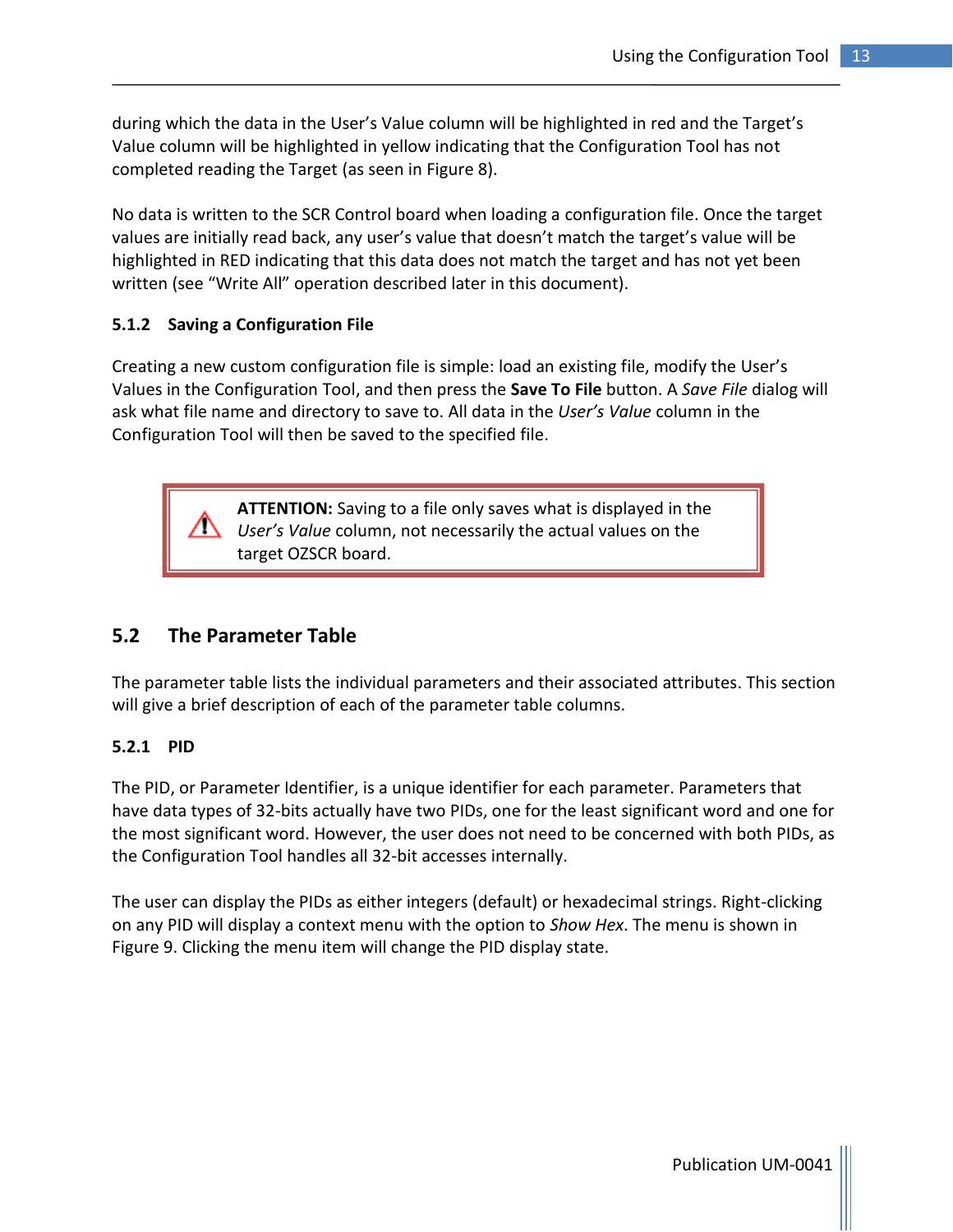during which the data in the User's Value column will be highlighted in red and the Target's Value column will be highlighted in yellow indicating that the Configuration Tool has not completed reading the Target (as seen in Figure 8).

No data is written to the SCR Control board when loading a configuration file. Once the target values are initially read back, any user's value that doesn't match the target's value will be highlighted in RED indicating that this data does not match the target and has not yet been written (see "Write All" operation described later in this document).

#### 5.1.2 Saving a Configuration File

Creating a new custom configuration file is simple: load an existing file, modify the User's Values in the Configuration Tool, and then press the **Save To File** button. A *Save File* dialog will ask what file name and directory to save to. All data in the *User's Value* column in the Configuration Tool will then be saved to the specified file.

> ⚠ **ATTENTION:** Saving to a file only saves what is displayed in the *User's Value* column, not necessarily the actual values on the target OZSCR board.

## 5.2 The Parameter Table

The parameter table lists the individual parameters and their associated attributes. This section will give a brief description of each of the parameter table columns.

#### 5.2.1 PID

The PID, or Parameter Identifier, is a unique identifier for each parameter. Parameters that have data types of 32-bits actually have two PIDs, one for the least significant word and one for the most significant word. However, the user does not need to be concerned with both PIDs, as the Configuration Tool handles all 32-bit accesses internally.

The user can display the PIDs as either integers (default) or hexadecimal strings. Right-clicking on any PID will display a context menu with the option to *Show Hex*. The menu is shown in Figure 9. Clicking the menu item will change the PID display state.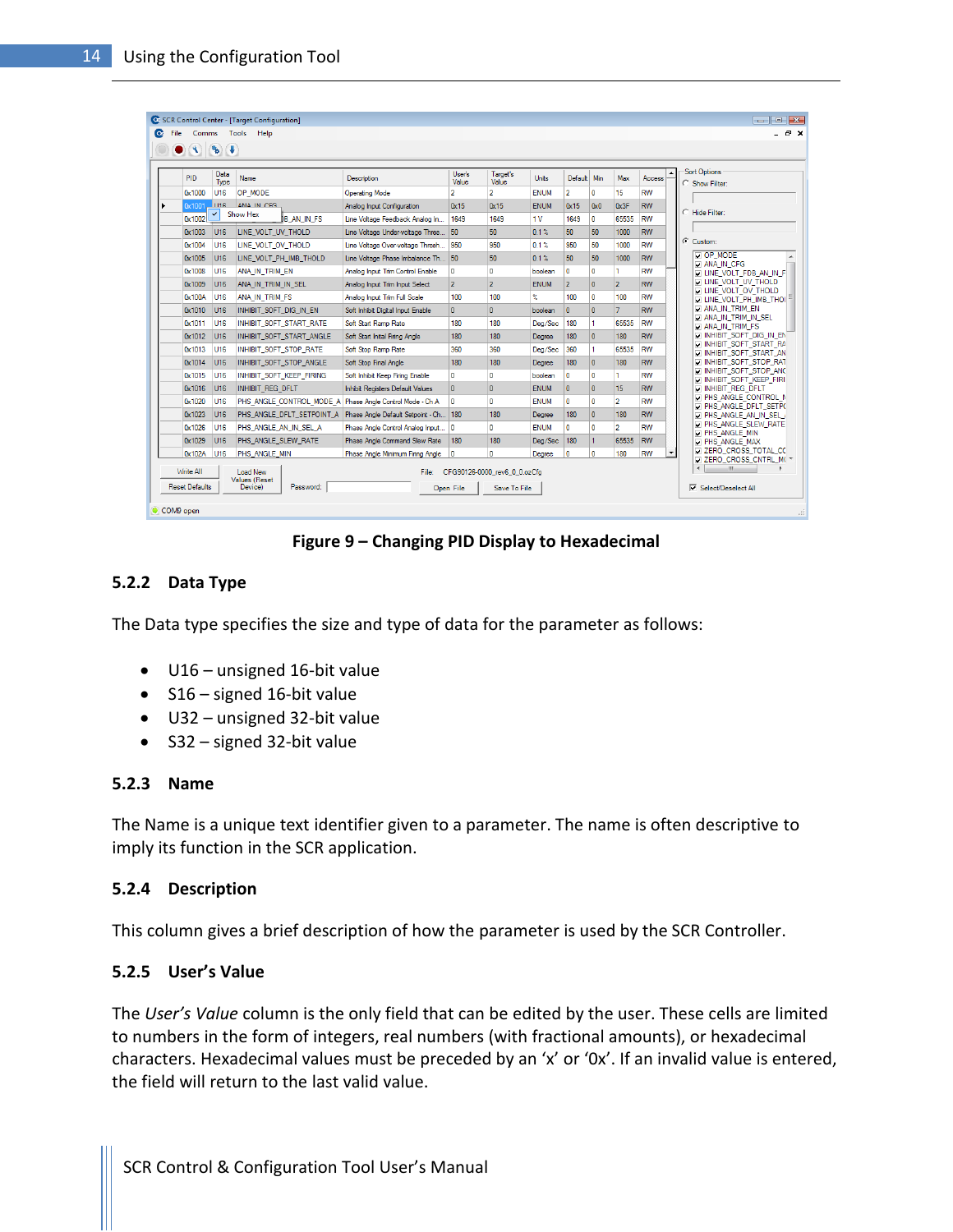**Figure 9 – Changing PID Display to Hexadecimal**

### 5.2.2 Data Type

The Data type specifies the size and type of data for the parameter as follows:

- U16 – unsigned 16-bit value
- S16 – signed 16-bit value
- U32 – unsigned 32-bit value
- S32 – signed 32-bit value

### 5.2.3 Name

The Name is a unique text identifier given to a parameter. The name is often descriptive to imply its function in the SCR application.

### 5.2.4 Description

This column gives a brief description of how the parameter is used by the SCR Controller.

### 5.2.5 User's Value

The *User's Value* column is the only field that can be edited by the user. These cells are limited to numbers in the form of integers, real numbers (with fractional amounts), or hexadecimal characters. Hexadecimal values must be preceded by an 'x' or '0x'. If an invalid value is entered, the field will return to the last valid value.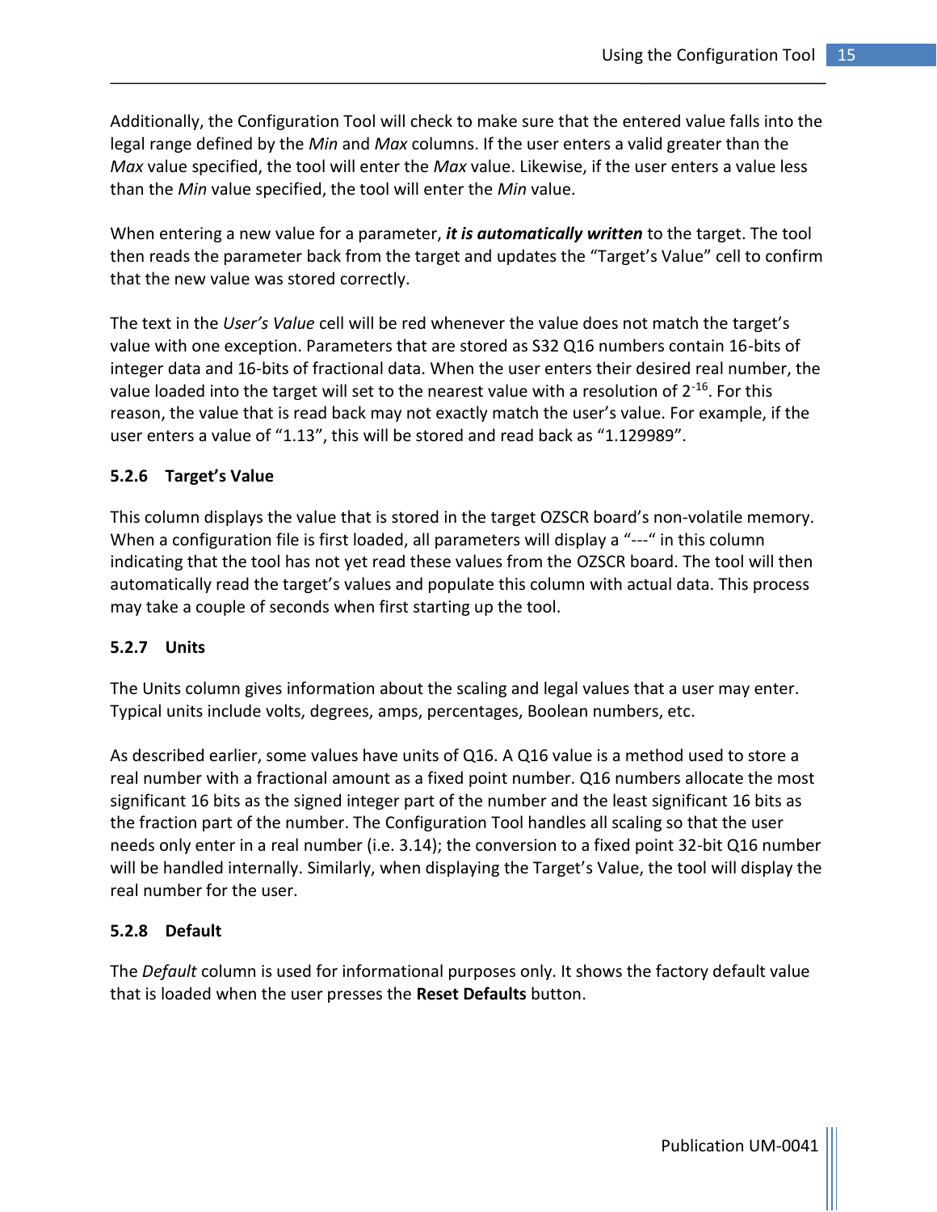Additionally, the Configuration Tool will check to make sure that the entered value falls into the legal range defined by the *Min* and *Max* columns. If the user enters a valid greater than the *Max* value specified, the tool will enter the *Max* value. Likewise, if the user enters a value less than the *Min* value specified, the tool will enter the *Min* value.

When entering a new value for a parameter, ***it is automatically written*** to the target. The tool then reads the parameter back from the target and updates the "Target's Value" cell to confirm that the new value was stored correctly.

The text in the *User's Value* cell will be red whenever the value does not match the target's value with one exception. Parameters that are stored as S32 Q16 numbers contain 16-bits of integer data and 16-bits of fractional data. When the user enters their desired real number, the value loaded into the target will set to the nearest value with a resolution of $2^{-16}$. For this reason, the value that is read back may not exactly match the user's value. For example, if the user enters a value of "1.13", this will be stored and read back as "1.129989".

### 5.2.6 Target's Value

This column displays the value that is stored in the target OZSCR board's non-volatile memory. When a configuration file is first loaded, all parameters will display a "---" in this column indicating that the tool has not yet read these values from the OZSCR board. The tool will then automatically read the target's values and populate this column with actual data. This process may take a couple of seconds when first starting up the tool.

### 5.2.7 Units

The Units column gives information about the scaling and legal values that a user may enter. Typical units include volts, degrees, amps, percentages, Boolean numbers, etc.

As described earlier, some values have units of Q16. A Q16 value is a method used to store a real number with a fractional amount as a fixed point number. Q16 numbers allocate the most significant 16 bits as the signed integer part of the number and the least significant 16 bits as the fraction part of the number. The Configuration Tool handles all scaling so that the user needs only enter in a real number (i.e. 3.14); the conversion to a fixed point 32-bit Q16 number will be handled internally. Similarly, when displaying the Target's Value, the tool will display the real number for the user.

### 5.2.8 Default

The *Default* column is used for informational purposes only. It shows the factory default value that is loaded when the user presses the **Reset Defaults** button.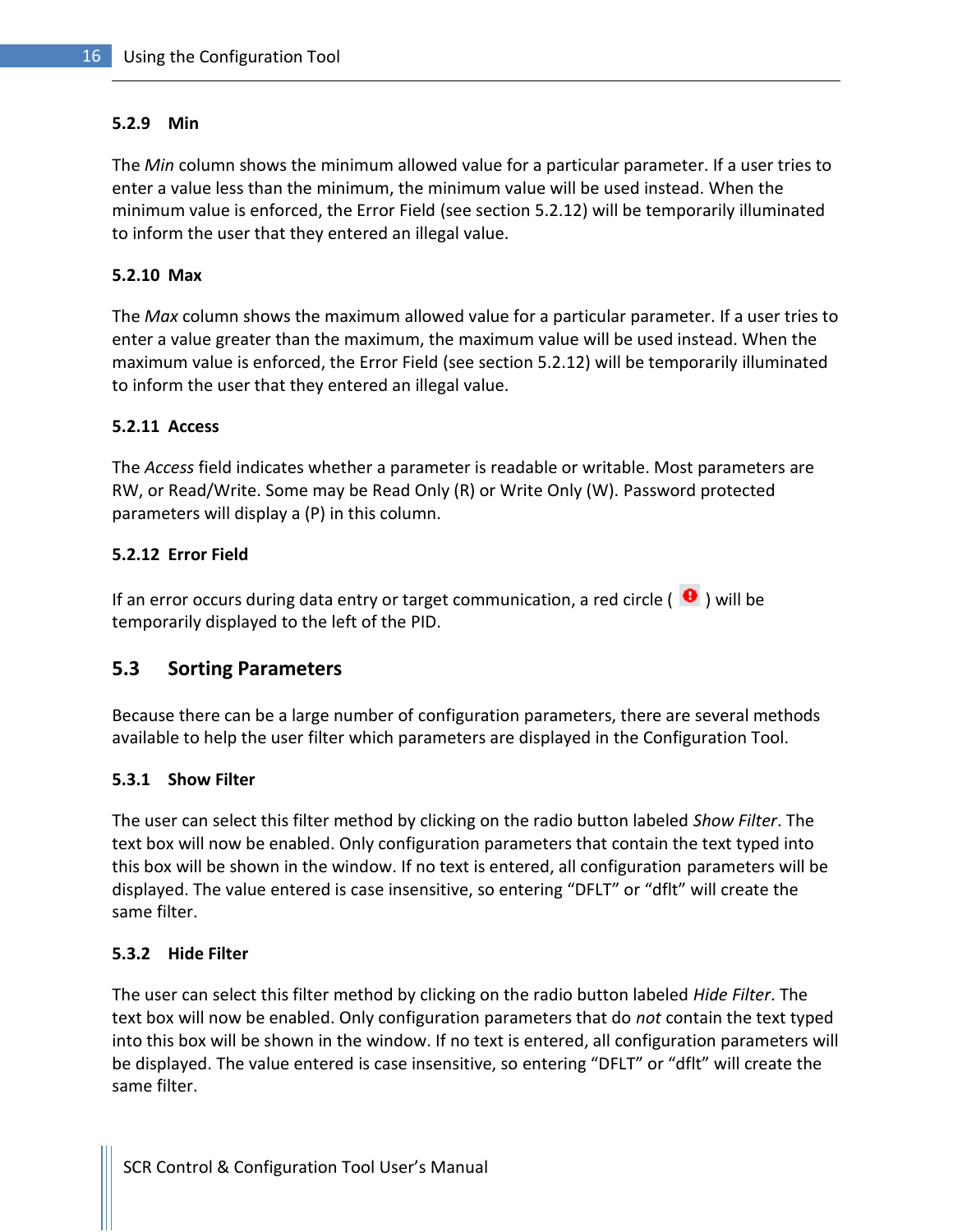#### 5.2.9 Min

The *Min* column shows the minimum allowed value for a particular parameter. If a user tries to enter a value less than the minimum, the minimum value will be used instead. When the minimum value is enforced, the Error Field (see section 5.2.12) will be temporarily illuminated to inform the user that they entered an illegal value.

#### 5.2.10 Max

The *Max* column shows the maximum allowed value for a particular parameter. If a user tries to enter a value greater than the maximum, the maximum value will be used instead. When the maximum value is enforced, the Error Field (see section 5.2.12) will be temporarily illuminated to inform the user that they entered an illegal value.

#### 5.2.11 Access

The *Access* field indicates whether a parameter is readable or writable. Most parameters are RW, or Read/Write. Some may be Read Only (R) or Write Only (W). Password protected parameters will display a (P) in this column.

#### 5.2.12 Error Field

If an error occurs during data entry or target communication, a red circle ( ) will be temporarily displayed to the left of the PID.

## 5.3 Sorting Parameters

Because there can be a large number of configuration parameters, there are several methods available to help the user filter which parameters are displayed in the Configuration Tool.

### 5.3.1 Show Filter

The user can select this filter method by clicking on the radio button labeled *Show Filter*. The text box will now be enabled. Only configuration parameters that contain the text typed into this box will be shown in the window. If no text is entered, all configuration parameters will be displayed. The value entered is case insensitive, so entering “DFLT” or “dflt” will create the same filter.

### 5.3.2 Hide Filter

The user can select this filter method by clicking on the radio button labeled *Hide Filter*. The text box will now be enabled. Only configuration parameters that do *not* contain the text typed into this box will be shown in the window. If no text is entered, all configuration parameters will be displayed. The value entered is case insensitive, so entering “DFLT” or “dflt” will create the same filter.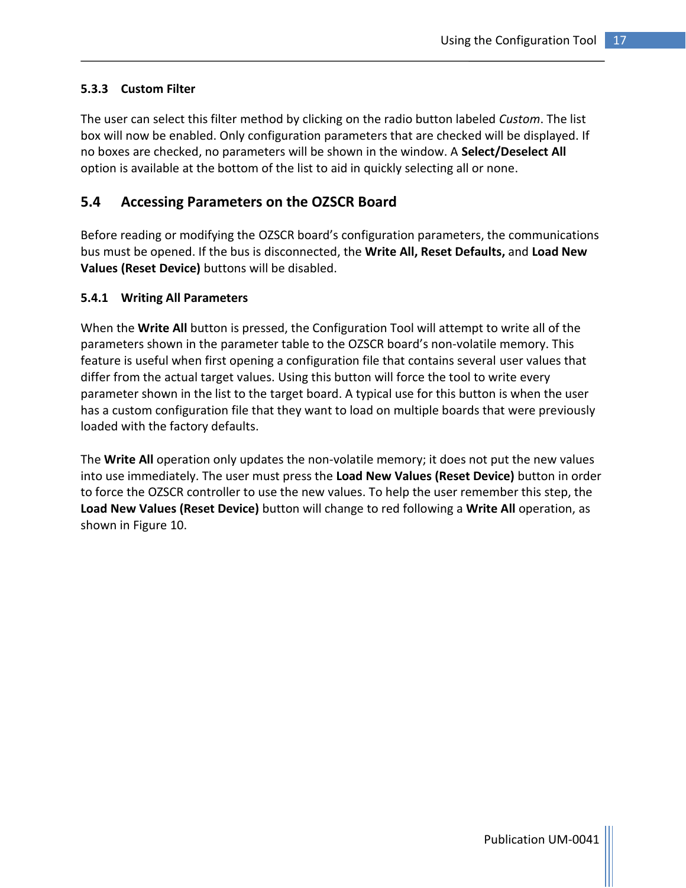### 5.3.3 Custom Filter

The user can select this filter method by clicking on the radio button labeled *Custom*. The list box will now be enabled. Only configuration parameters that are checked will be displayed. If no boxes are checked, no parameters will be shown in the window. A **Select/Deselect All** option is available at the bottom of the list to aid in quickly selecting all or none.

## 5.4 Accessing Parameters on the OZSCR Board

Before reading or modifying the OZSCR board's configuration parameters, the communications bus must be opened. If the bus is disconnected, the **Write All, Reset Defaults,** and **Load New Values (Reset Device)** buttons will be disabled.

### 5.4.1 Writing All Parameters

When the **Write All** button is pressed, the Configuration Tool will attempt to write all of the parameters shown in the parameter table to the OZSCR board's non-volatile memory. This feature is useful when first opening a configuration file that contains several user values that differ from the actual target values. Using this button will force the tool to write every parameter shown in the list to the target board. A typical use for this button is when the user has a custom configuration file that they want to load on multiple boards that were previously loaded with the factory defaults.

The **Write All** operation only updates the non-volatile memory; it does not put the new values into use immediately. The user must press the **Load New Values (Reset Device)** button in order to force the OZSCR controller to use the new values. To help the user remember this step, the **Load New Values (Reset Device)** button will change to red following a **Write All** operation, as shown in Figure 10.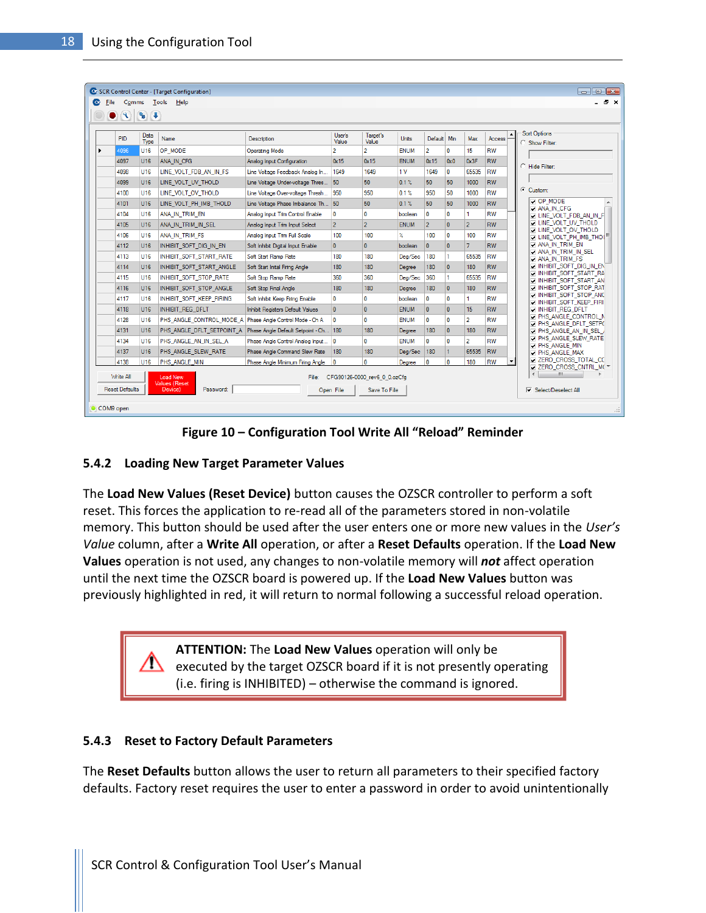Figure 10 – Configuration Tool Write All “Reload” Reminder

### 5.4.2 Loading New Target Parameter Values

The **Load New Values (Reset Device)** button causes the OZSCR controller to perform a soft reset. This forces the application to re-read all of the parameters stored in non-volatile memory. This button should be used after the user enters one or more new values in the *User’s Value* column, after a **Write All** operation, or after a **Reset Defaults** operation. If the **Load New Values** operation is not used, any changes to non-volatile memory will ***not*** affect operation until the next time the OZSCR board is powered up. If the **Load New Values** button was previously highlighted in red, it will return to normal following a successful reload operation.

> **ATTENTION:** The **Load New Values** operation will only be executed by the target OZSCR board if it is not presently operating (i.e. firing is INHIBITED) – otherwise the command is ignored.

### 5.4.3 Reset to Factory Default Parameters

The **Reset Defaults** button allows the user to return all parameters to their specified factory defaults. Factory reset requires the user to enter a password in order to avoid unintentionally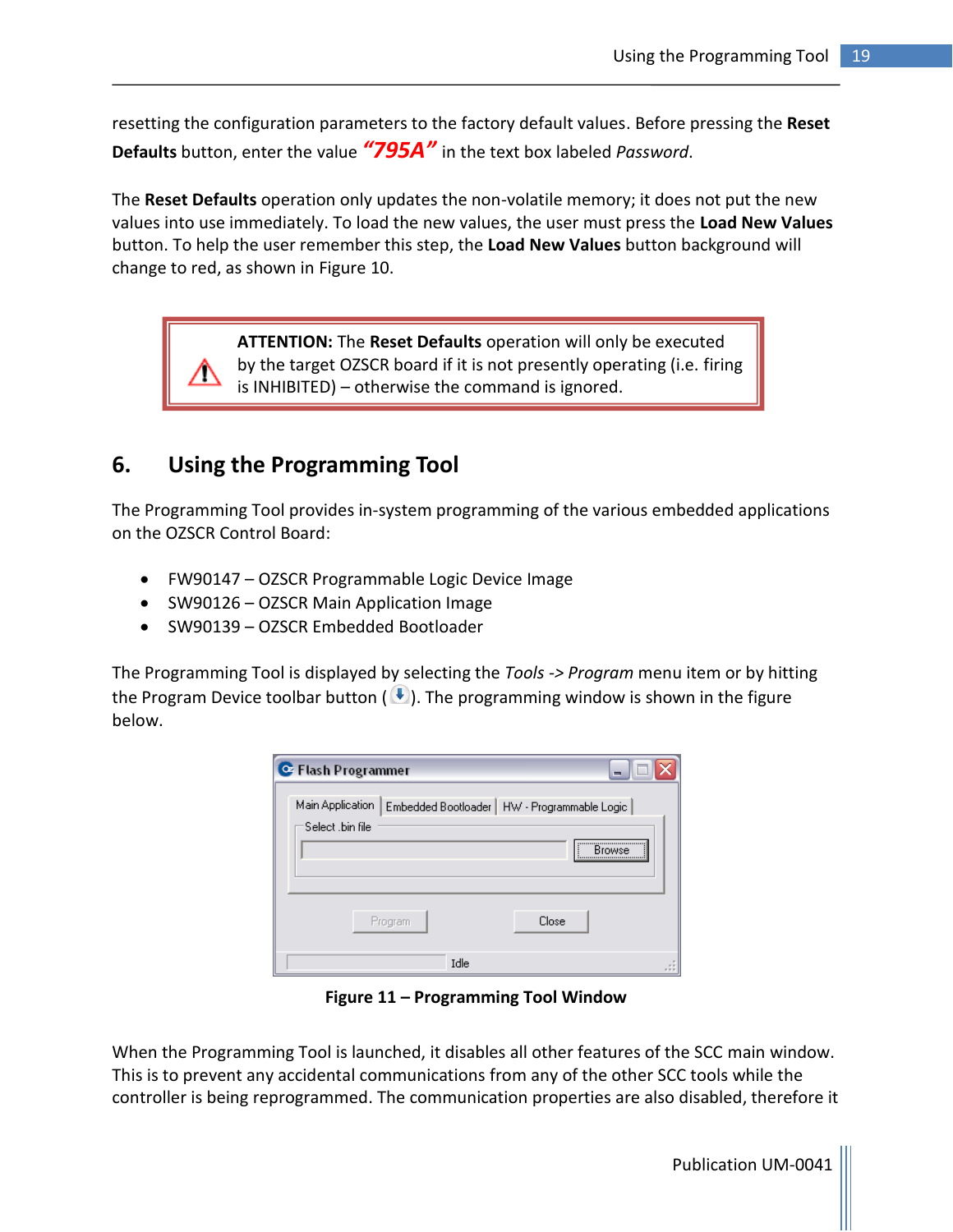resetting the configuration parameters to the factory default values. Before pressing the **Reset Defaults** button, enter the value ***"795A"*** in the text box labeled *Password*.

The **Reset Defaults** operation only updates the non-volatile memory; it does not put the new values into use immediately. To load the new values, the user must press the **Load New Values** button. To help the user remember this step, the **Load New Values** button background will change to red, as shown in Figure 10.

> **ATTENTION:** The **Reset Defaults** operation will only be executed by the target OZSCR board if it is not presently operating (i.e. firing is INHIBITED) – otherwise the command is ignored.

# 6. Using the Programming Tool

The Programming Tool provides in-system programming of the various embedded applications on the OZSCR Control Board:

- FW90147 – OZSCR Programmable Logic Device Image
- SW90126 – OZSCR Main Application Image
- SW90139 – OZSCR Embedded Bootloader

The Programming Tool is displayed by selecting the *Tools -> Program* menu item or by hitting the Program Device toolbar button ( ). The programming window is shown in the figure below.

**Figure 11 – Programming Tool Window**

When the Programming Tool is launched, it disables all other features of the SCC main window. This is to prevent any accidental communications from any of the other SCC tools while the controller is being reprogrammed. The communication properties are also disabled, therefore it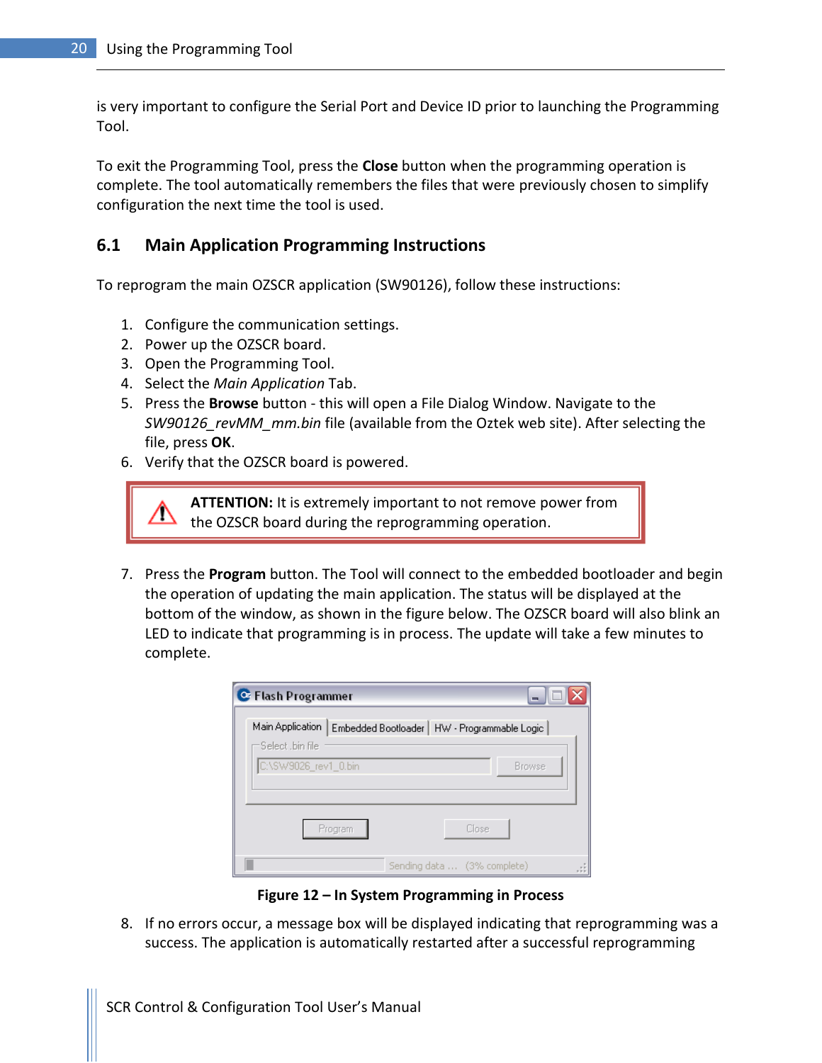is very important to configure the Serial Port and Device ID prior to launching the Programming Tool.

To exit the Programming Tool, press the **Close** button when the programming operation is complete. The tool automatically remembers the files that were previously chosen to simplify configuration the next time the tool is used.

## 6.1 Main Application Programming Instructions

To reprogram the main OZSCR application (SW90126), follow these instructions:

1. Configure the communication settings.
2. Power up the OZSCR board.
3. Open the Programming Tool.
4. Select the *Main Application* Tab.
5. Press the **Browse** button - this will open a File Dialog Window. Navigate to the *SW90126_revMM_mm.bin* file (available from the Oztek web site). After selecting the file, press **OK**.
6. Verify that the OZSCR board is powered.

> **ATTENTION:** It is extremely important to not remove power from the OZSCR board during the reprogramming operation.

7. Press the **Program** button. The Tool will connect to the embedded bootloader and begin the operation of updating the main application. The status will be displayed at the bottom of the window, as shown in the figure below. The OZSCR board will also blink an LED to indicate that programming is in process. The update will take a few minutes to complete.

**Figure 12 – In System Programming in Process**

8. If no errors occur, a message box will be displayed indicating that reprogramming was a success. The application is automatically restarted after a successful reprogramming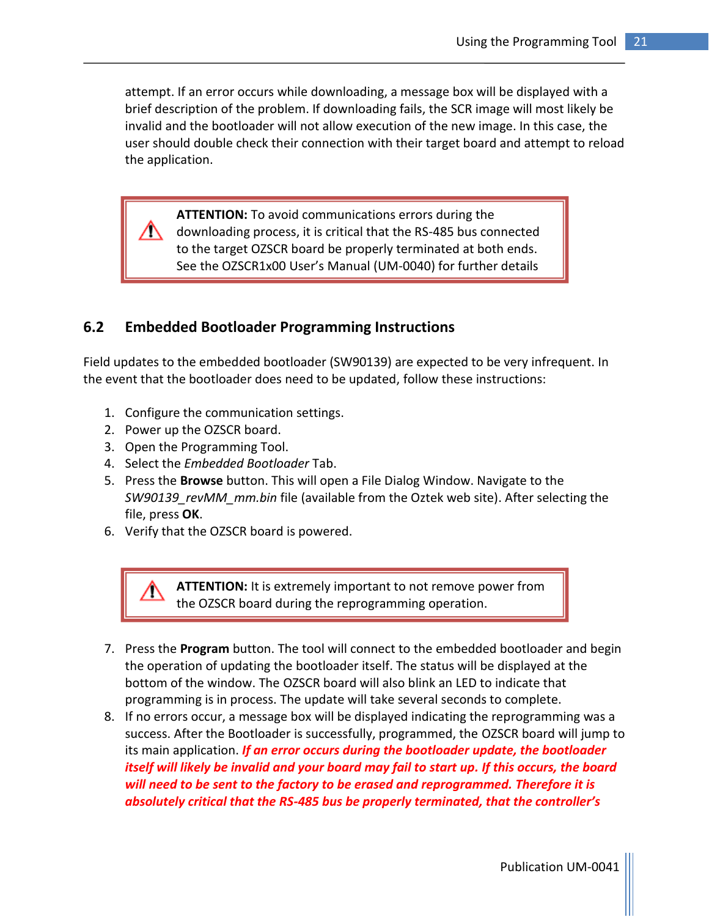attempt. If an error occurs while downloading, a message box will be displayed with a brief description of the problem. If downloading fails, the SCR image will most likely be invalid and the bootloader will not allow execution of the new image. In this case, the user should double check their connection with their target board and attempt to reload the application.

> ⚠ **ATTENTION:** To avoid communications errors during the downloading process, it is critical that the RS-485 bus connected to the target OZSCR board be properly terminated at both ends. See the OZSCR1x00 User's Manual (UM-0040) for further details

## 6.2 Embedded Bootloader Programming Instructions

Field updates to the embedded bootloader (SW90139) are expected to be very infrequent. In the event that the bootloader does need to be updated, follow these instructions:

1. Configure the communication settings.
2. Power up the OZSCR board.
3. Open the Programming Tool.
4. Select the *Embedded Bootloader* Tab.
5. Press the **Browse** button. This will open a File Dialog Window. Navigate to the *SW90139_revMM_mm.bin* file (available from the Oztek web site). After selecting the file, press **OK**.
6. Verify that the OZSCR board is powered.

> ⚠ **ATTENTION:** It is extremely important to not remove power from the OZSCR board during the reprogramming operation.

7. Press the **Program** button. The tool will connect to the embedded bootloader and begin the operation of updating the bootloader itself. The status will be displayed at the bottom of the window. The OZSCR board will also blink an LED to indicate that programming is in process. The update will take several seconds to complete.
8. If no errors occur, a message box will be displayed indicating the reprogramming was a success. After the Bootloader is successfully, programmed, the OZSCR board will jump to its main application. ***If an error occurs during the bootloader update, the bootloader itself will likely be invalid and your board may fail to start up. If this occurs, the board will need to be sent to the factory to be erased and reprogrammed. Therefore it is absolutely critical that the RS-485 bus be properly terminated, that the controller's***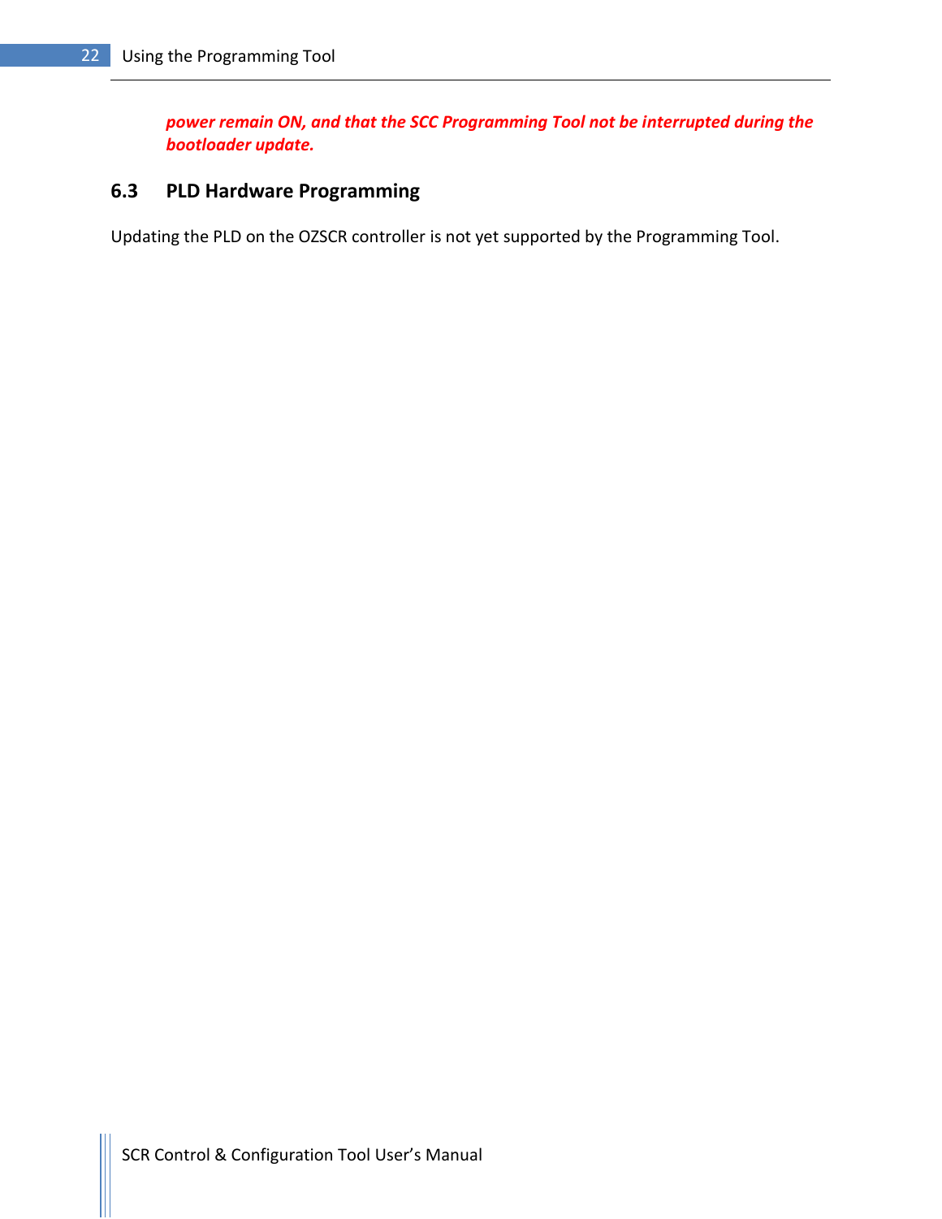***power remain ON, and that the SCC Programming Tool not be interrupted during the bootloader update.***

## 6.3 PLD Hardware Programming

Updating the PLD on the OZSCR controller is not yet supported by the Programming Tool.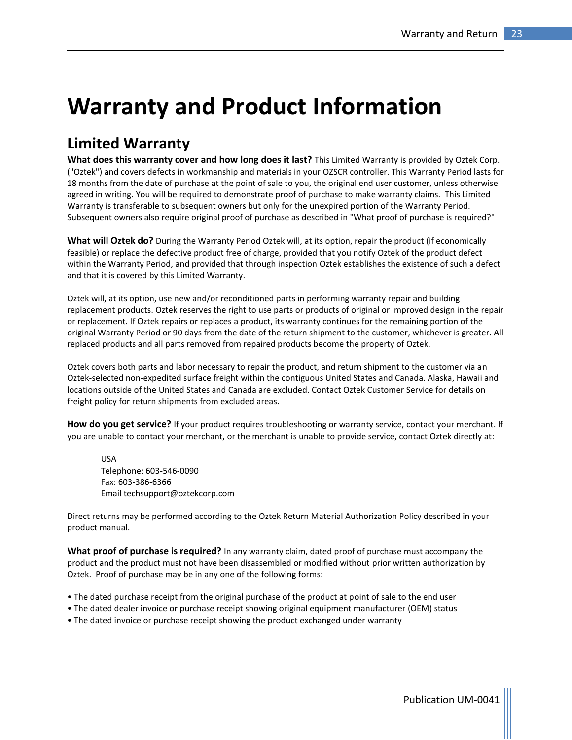# Warranty and Product Information

## Limited Warranty

**What does this warranty cover and how long does it last?** This Limited Warranty is provided by Oztek Corp. ("Oztek") and covers defects in workmanship and materials in your OZSCR controller. This Warranty Period lasts for 18 months from the date of purchase at the point of sale to you, the original end user customer, unless otherwise agreed in writing. You will be required to demonstrate proof of purchase to make warranty claims. This Limited Warranty is transferable to subsequent owners but only for the unexpired portion of the Warranty Period. Subsequent owners also require original proof of purchase as described in "What proof of purchase is required?"

**What will Oztek do?** During the Warranty Period Oztek will, at its option, repair the product (if economically feasible) or replace the defective product free of charge, provided that you notify Oztek of the product defect within the Warranty Period, and provided that through inspection Oztek establishes the existence of such a defect and that it is covered by this Limited Warranty.

Oztek will, at its option, use new and/or reconditioned parts in performing warranty repair and building replacement products. Oztek reserves the right to use parts or products of original or improved design in the repair or replacement. If Oztek repairs or replaces a product, its warranty continues for the remaining portion of the original Warranty Period or 90 days from the date of the return shipment to the customer, whichever is greater. All replaced products and all parts removed from repaired products become the property of Oztek.

Oztek covers both parts and labor necessary to repair the product, and return shipment to the customer via an Oztek-selected non-expedited surface freight within the contiguous United States and Canada. Alaska, Hawaii and locations outside of the United States and Canada are excluded. Contact Oztek Customer Service for details on freight policy for return shipments from excluded areas.

**How do you get service?** If your product requires troubleshooting or warranty service, contact your merchant. If you are unable to contact your merchant, or the merchant is unable to provide service, contact Oztek directly at:

USA
Telephone: 603-546-0090
Fax: 603-386-6366
Email techsupport@oztekcorp.com

Direct returns may be performed according to the Oztek Return Material Authorization Policy described in your product manual.

**What proof of purchase is required?** In any warranty claim, dated proof of purchase must accompany the product and the product must not have been disassembled or modified without prior written authorization by Oztek. Proof of purchase may be in any one of the following forms:

- The dated purchase receipt from the original purchase of the product at point of sale to the end user
- The dated dealer invoice or purchase receipt showing original equipment manufacturer (OEM) status
- The dated invoice or purchase receipt showing the product exchanged under warranty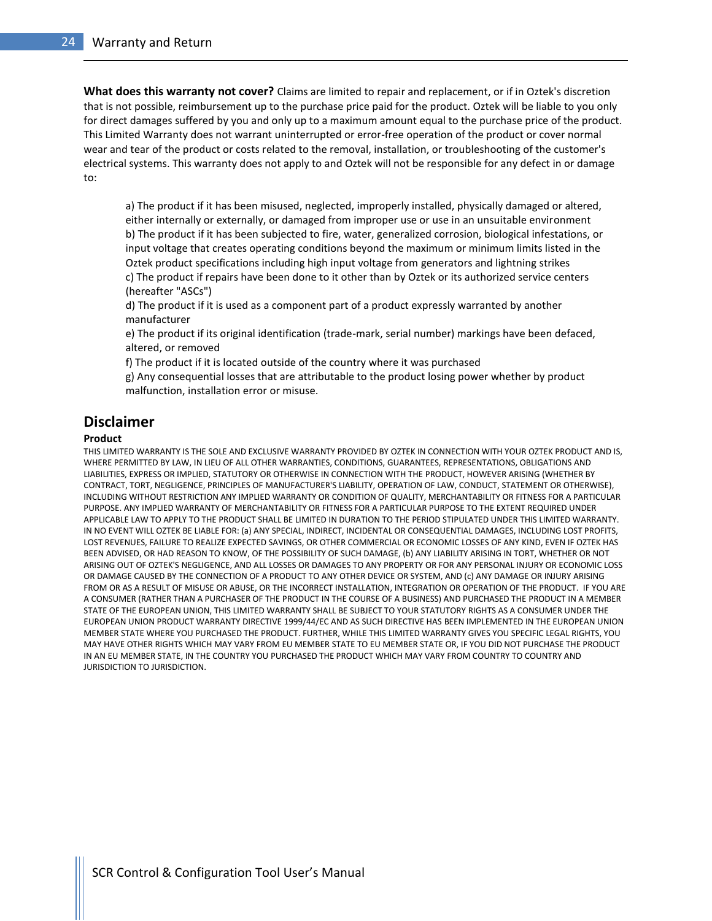**What does this warranty not cover?** Claims are limited to repair and replacement, or if in Oztek's discretion that is not possible, reimbursement up to the purchase price paid for the product. Oztek will be liable to you only for direct damages suffered by you and only up to a maximum amount equal to the purchase price of the product. This Limited Warranty does not warrant uninterrupted or error-free operation of the product or cover normal wear and tear of the product or costs related to the removal, installation, or troubleshooting of the customer's electrical systems. This warranty does not apply to and Oztek will not be responsible for any defect in or damage to:

a) The product if it has been misused, neglected, improperly installed, physically damaged or altered, either internally or externally, or damaged from improper use or use in an unsuitable environment
b) The product if it has been subjected to fire, water, generalized corrosion, biological infestations, or input voltage that creates operating conditions beyond the maximum or minimum limits listed in the Oztek product specifications including high input voltage from generators and lightning strikes
c) The product if repairs have been done to it other than by Oztek or its authorized service centers (hereafter "ASCs")
d) The product if it is used as a component part of a product expressly warranted by another manufacturer
e) The product if its original identification (trade-mark, serial number) markings have been defaced, altered, or removed
f) The product if it is located outside of the country where it was purchased
g) Any consequential losses that are attributable to the product losing power whether by product malfunction, installation error or misuse.

## Disclaimer

**Product**

THIS LIMITED WARRANTY IS THE SOLE AND EXCLUSIVE WARRANTY PROVIDED BY OZTEK IN CONNECTION WITH YOUR OZTEK PRODUCT AND IS, WHERE PERMITTED BY LAW, IN LIEU OF ALL OTHER WARRANTIES, CONDITIONS, GUARANTEES, REPRESENTATIONS, OBLIGATIONS AND LIABILITIES, EXPRESS OR IMPLIED, STATUTORY OR OTHERWISE IN CONNECTION WITH THE PRODUCT, HOWEVER ARISING (WHETHER BY CONTRACT, TORT, NEGLIGENCE, PRINCIPLES OF MANUFACTURER'S LIABILITY, OPERATION OF LAW, CONDUCT, STATEMENT OR OTHERWISE), INCLUDING WITHOUT RESTRICTION ANY IMPLIED WARRANTY OR CONDITION OF QUALITY, MERCHANTABILITY OR FITNESS FOR A PARTICULAR PURPOSE. ANY IMPLIED WARRANTY OF MERCHANTABILITY OR FITNESS FOR A PARTICULAR PURPOSE TO THE EXTENT REQUIRED UNDER APPLICABLE LAW TO APPLY TO THE PRODUCT SHALL BE LIMITED IN DURATION TO THE PERIOD STIPULATED UNDER THIS LIMITED WARRANTY. IN NO EVENT WILL OZTEK BE LIABLE FOR: (a) ANY SPECIAL, INDIRECT, INCIDENTAL OR CONSEQUENTIAL DAMAGES, INCLUDING LOST PROFITS, LOST REVENUES, FAILURE TO REALIZE EXPECTED SAVINGS, OR OTHER COMMERCIAL OR ECONOMIC LOSSES OF ANY KIND, EVEN IF OZTEK HAS BEEN ADVISED, OR HAD REASON TO KNOW, OF THE POSSIBILITY OF SUCH DAMAGE, (b) ANY LIABILITY ARISING IN TORT, WHETHER OR NOT ARISING OUT OF OZTEK'S NEGLIGENCE, AND ALL LOSSES OR DAMAGES TO ANY PROPERTY OR FOR ANY PERSONAL INJURY OR ECONOMIC LOSS OR DAMAGE CAUSED BY THE CONNECTION OF A PRODUCT TO ANY OTHER DEVICE OR SYSTEM, AND (c) ANY DAMAGE OR INJURY ARISING FROM OR AS A RESULT OF MISUSE OR ABUSE, OR THE INCORRECT INSTALLATION, INTEGRATION OR OPERATION OF THE PRODUCT. IF YOU ARE A CONSUMER (RATHER THAN A PURCHASER OF THE PRODUCT IN THE COURSE OF A BUSINESS) AND PURCHASED THE PRODUCT IN A MEMBER STATE OF THE EUROPEAN UNION, THIS LIMITED WARRANTY SHALL BE SUBJECT TO YOUR STATUTORY RIGHTS AS A CONSUMER UNDER THE EUROPEAN UNION PRODUCT WARRANTY DIRECTIVE 1999/44/EC AND AS SUCH DIRECTIVE HAS BEEN IMPLEMENTED IN THE EUROPEAN UNION MEMBER STATE WHERE YOU PURCHASED THE PRODUCT. FURTHER, WHILE THIS LIMITED WARRANTY GIVES YOU SPECIFIC LEGAL RIGHTS, YOU MAY HAVE OTHER RIGHTS WHICH MAY VARY FROM EU MEMBER STATE TO EU MEMBER STATE OR, IF YOU DID NOT PURCHASE THE PRODUCT IN AN EU MEMBER STATE, IN THE COUNTRY YOU PURCHASED THE PRODUCT WHICH MAY VARY FROM COUNTRY TO COUNTRY AND JURISDICTION TO JURISDICTION.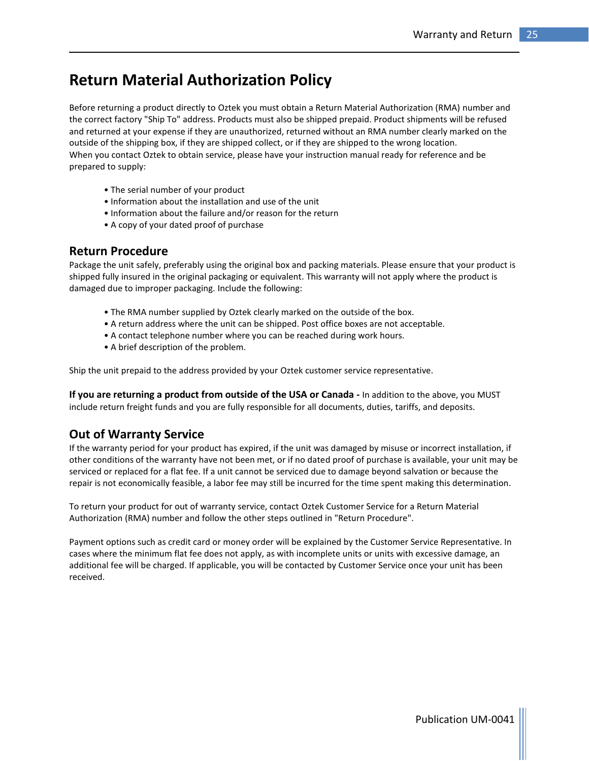# Return Material Authorization Policy

Before returning a product directly to Oztek you must obtain a Return Material Authorization (RMA) number and the correct factory "Ship To" address. Products must also be shipped prepaid. Product shipments will be refused and returned at your expense if they are unauthorized, returned without an RMA number clearly marked on the outside of the shipping box, if they are shipped collect, or if they are shipped to the wrong location.
When you contact Oztek to obtain service, please have your instruction manual ready for reference and be prepared to supply:

- The serial number of your product
- Information about the installation and use of the unit
- Information about the failure and/or reason for the return
- A copy of your dated proof of purchase

## Return Procedure

Package the unit safely, preferably using the original box and packing materials. Please ensure that your product is shipped fully insured in the original packaging or equivalent. This warranty will not apply where the product is damaged due to improper packaging. Include the following:

- The RMA number supplied by Oztek clearly marked on the outside of the box.
- A return address where the unit can be shipped. Post office boxes are not acceptable.
- A contact telephone number where you can be reached during work hours.
- A brief description of the problem.

Ship the unit prepaid to the address provided by your Oztek customer service representative.

**If you are returning a product from outside of the USA or Canada -** In addition to the above, you MUST include return freight funds and you are fully responsible for all documents, duties, tariffs, and deposits.

## Out of Warranty Service

If the warranty period for your product has expired, if the unit was damaged by misuse or incorrect installation, if other conditions of the warranty have not been met, or if no dated proof of purchase is available, your unit may be serviced or replaced for a flat fee. If a unit cannot be serviced due to damage beyond salvation or because the repair is not economically feasible, a labor fee may still be incurred for the time spent making this determination.

To return your product for out of warranty service, contact Oztek Customer Service for a Return Material Authorization (RMA) number and follow the other steps outlined in "Return Procedure".

Payment options such as credit card or money order will be explained by the Customer Service Representative. In cases where the minimum flat fee does not apply, as with incomplete units or units with excessive damage, an additional fee will be charged. If applicable, you will be contacted by Customer Service once your unit has been received.